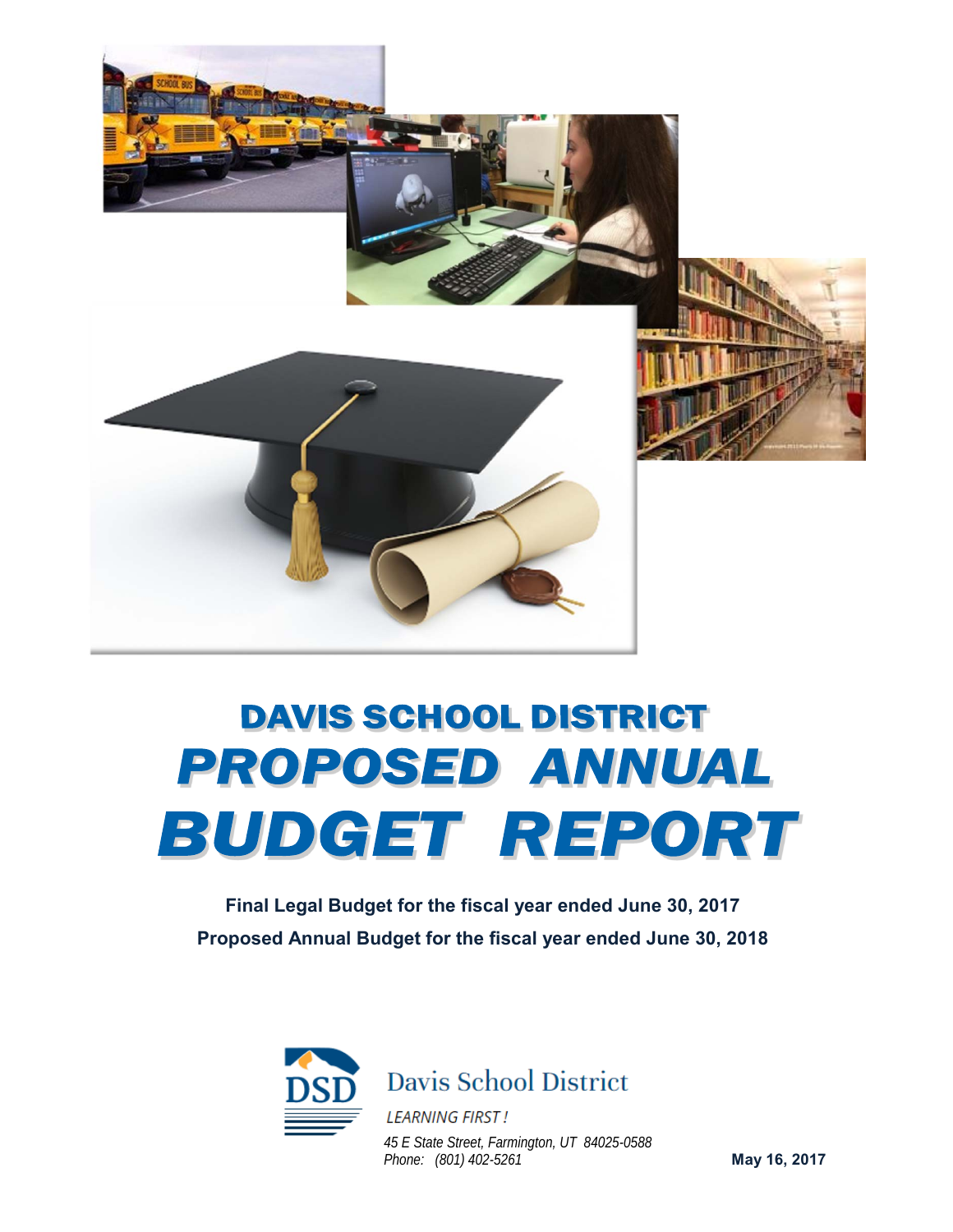# DAVIS SCHOOL DISTRICT

# *PROPOSED ANNUAL BUDGET REPORT*

**Final Legal Budget for the fiscal year ended June 30, 2017**

**Proposed Annual Budget for the fiscal year ended June 30, 2018**

Davis School District

*LEARNING FIRST!*

*45 E State Street, Farmington, UT 84025-0588*
*Phone: (801) 402-5261*

**May 16, 2017**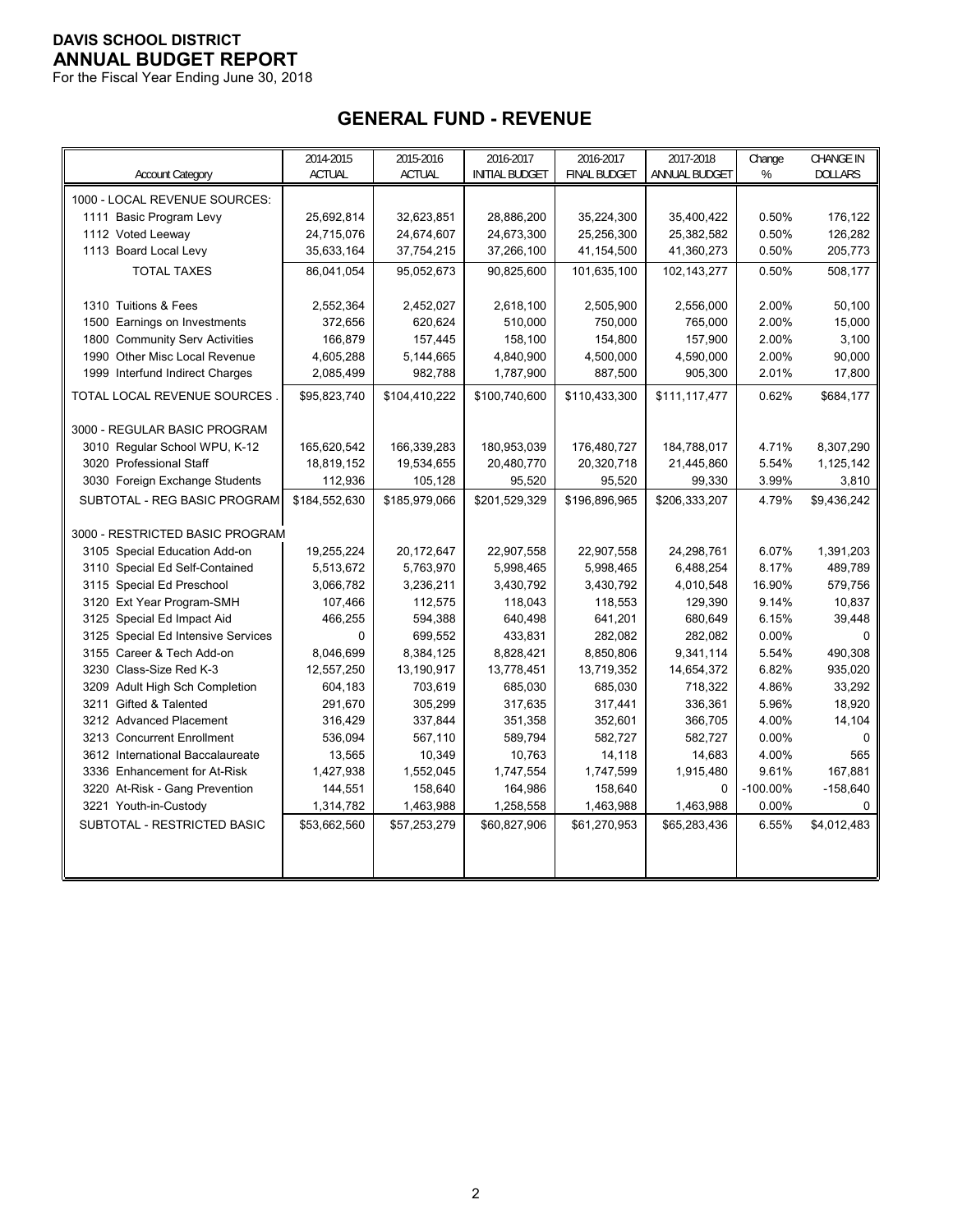**DAVIS SCHOOL DISTRICT**
**ANNUAL BUDGET REPORT**
For the Fiscal Year Ending June 30, 2018

## GENERAL FUND - REVENUE

| Account Category | 2014-2015 ACTUAL | 2015-2016 ACTUAL | 2016-2017 INITIAL BUDGET | 2016-2017 FINAL BUDGET | 2017-2018 ANNUAL BUDGET | Change % | CHANGE IN DOLLARS |
|---|---|---|---|---|---|---|---|
| 1000 - LOCAL REVENUE SOURCES: | | | | | | | |
| 1111 Basic Program Levy | 25,692,814 | 32,623,851 | 28,886,200 | 35,224,300 | 35,400,422 | 0.50% | 176,122 |
| 1112 Voted Leeway | 24,715,076 | 24,674,607 | 24,673,300 | 25,256,300 | 25,382,582 | 0.50% | 126,282 |
| 1113 Board Local Levy | 35,633,164 | 37,754,215 | 37,266,100 | 41,154,500 | 41,360,273 | 0.50% | 205,773 |
| TOTAL TAXES | 86,041,054 | 95,052,673 | 90,825,600 | 101,635,100 | 102,143,277 | 0.50% | 508,177 |
| 1310 Tuitions & Fees | 2,552,364 | 2,452,027 | 2,618,100 | 2,505,900 | 2,556,000 | 2.00% | 50,100 |
| 1500 Earnings on Investments | 372,656 | 620,624 | 510,000 | 750,000 | 765,000 | 2.00% | 15,000 |
| 1800 Community Serv Activities | 166,879 | 157,445 | 158,100 | 154,800 | 157,900 | 2.00% | 3,100 |
| 1990 Other Misc Local Revenue | 4,605,288 | 5,144,665 | 4,840,900 | 4,500,000 | 4,590,000 | 2.00% | 90,000 |
| 1999 Interfund Indirect Charges | 2,085,499 | 982,788 | 1,787,900 | 887,500 | 905,300 | 2.01% | 17,800 |
| TOTAL LOCAL REVENUE SOURCES . | $95,823,740 | $104,410,222 | $100,740,600 | $110,433,300 | $111,117,477 | 0.62% | $684,177 |
| 3000 - REGULAR BASIC PROGRAM | | | | | | | |
| 3010 Regular School WPU, K-12 | 165,620,542 | 166,339,283 | 180,953,039 | 176,480,727 | 184,788,017 | 4.71% | 8,307,290 |
| 3020 Professional Staff | 18,819,152 | 19,534,655 | 20,480,770 | 20,320,718 | 21,445,860 | 5.54% | 1,125,142 |
| 3030 Foreign Exchange Students | 112,936 | 105,128 | 95,520 | 95,520 | 99,330 | 3.99% | 3,810 |
| SUBTOTAL - REG BASIC PROGRAM | $184,552,630 | $185,979,066 | $201,529,329 | $196,896,965 | $206,333,207 | 4.79% | $9,436,242 |
| 3000 - RESTRICTED BASIC PROGRAM | | | | | | | |
| 3105 Special Education Add-on | 19,255,224 | 20,172,647 | 22,907,558 | 22,907,558 | 24,298,761 | 6.07% | 1,391,203 |
| 3110 Special Ed Self-Contained | 5,513,672 | 5,763,970 | 5,998,465 | 5,998,465 | 6,488,254 | 8.17% | 489,789 |
| 3115 Special Ed Preschool | 3,066,782 | 3,236,211 | 3,430,792 | 3,430,792 | 4,010,548 | 16.90% | 579,756 |
| 3120 Ext Year Program-SMH | 107,466 | 112,575 | 118,043 | 118,553 | 129,390 | 9.14% | 10,837 |
| 3125 Special Ed Impact Aid | 466,255 | 594,388 | 640,498 | 641,201 | 680,649 | 6.15% | 39,448 |
| 3125 Special Ed Intensive Services | 0 | 699,552 | 433,831 | 282,082 | 282,082 | 0.00% | 0 |
| 3155 Career & Tech Add-on | 8,046,699 | 8,384,125 | 8,828,421 | 8,850,806 | 9,341,114 | 5.54% | 490,308 |
| 3230 Class-Size Red K-3 | 12,557,250 | 13,190,917 | 13,778,451 | 13,719,352 | 14,654,372 | 6.82% | 935,020 |
| 3209 Adult High Sch Completion | 604,183 | 703,619 | 685,030 | 685,030 | 718,322 | 4.86% | 33,292 |
| 3211 Gifted & Talented | 291,670 | 305,299 | 317,635 | 317,441 | 336,361 | 5.96% | 18,920 |
| 3212 Advanced Placement | 316,429 | 337,844 | 351,358 | 352,601 | 366,705 | 4.00% | 14,104 |
| 3213 Concurrent Enrollment | 536,094 | 567,110 | 589,794 | 582,727 | 582,727 | 0.00% | 0 |
| 3612 International Baccalaureate | 13,565 | 10,349 | 10,763 | 14,118 | 14,683 | 4.00% | 565 |
| 3336 Enhancement for At-Risk | 1,427,938 | 1,552,045 | 1,747,554 | 1,747,599 | 1,915,480 | 9.61% | 167,881 |
| 3220 At-Risk - Gang Prevention | 144,551 | 158,640 | 164,986 | 158,640 | 0 | -100.00% | -158,640 |
| 3221 Youth-in-Custody | 1,314,782 | 1,463,988 | 1,258,558 | 1,463,988 | 1,463,988 | 0.00% | 0 |
| SUBTOTAL - RESTRICTED BASIC | $53,662,560 | $57,253,279 | $60,827,906 | $61,270,953 | $65,283,436 | 6.55% | $4,012,483 |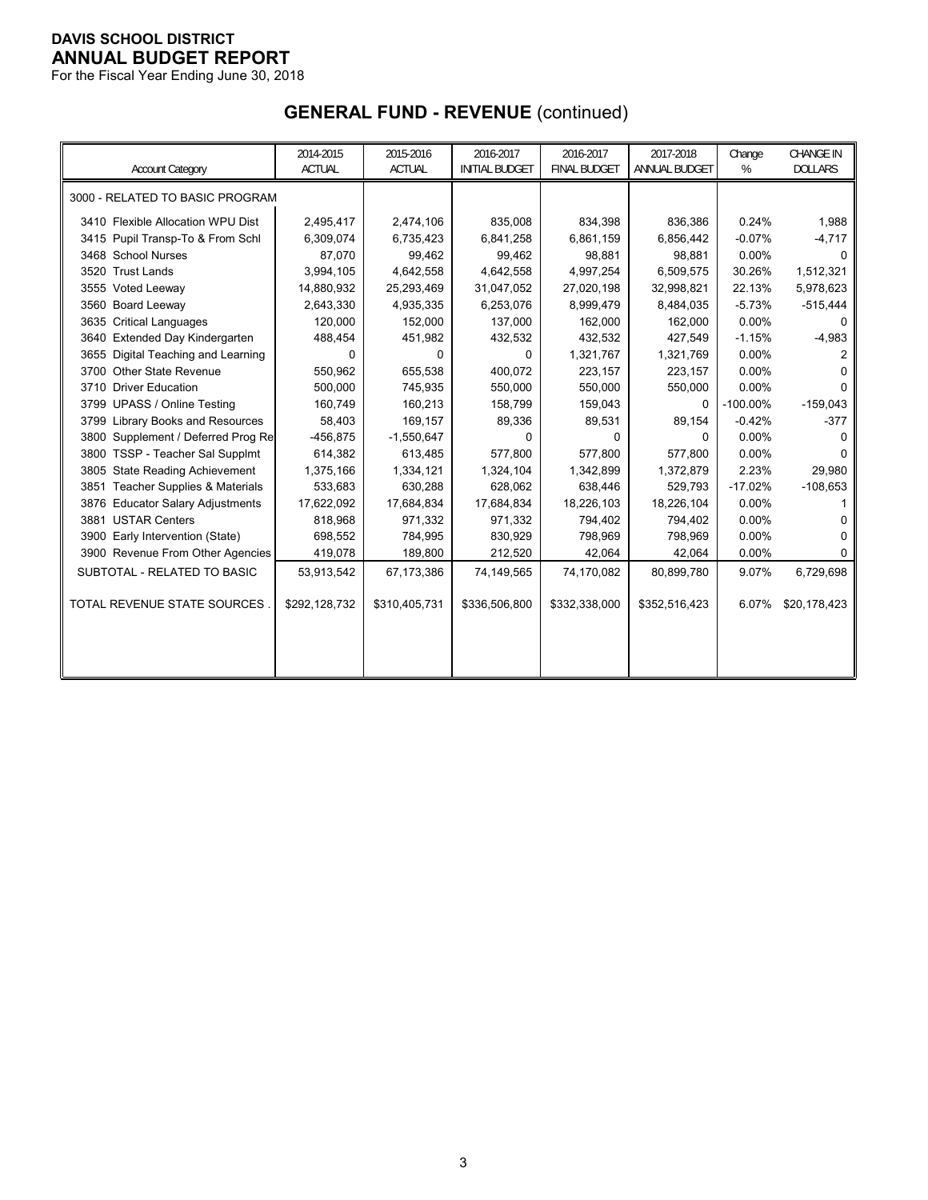**DAVIS SCHOOL DISTRICT**
**ANNUAL BUDGET REPORT**
For the Fiscal Year Ending June 30, 2018

## GENERAL FUND - REVENUE (continued)

| Account Category | 2014-2015 ACTUAL | 2015-2016 ACTUAL | 2016-2017 INITIAL BUDGET | 2016-2017 FINAL BUDGET | 2017-2018 ANNUAL BUDGET | Change % | CHANGE IN DOLLARS |
|---|---|---|---|---|---|---|---|
| 3000 - RELATED TO BASIC PROGRAM | | | | | | | |
| 3410 Flexible Allocation WPU Dist | 2,495,417 | 2,474,106 | 835,008 | 834,398 | 836,386 | 0.24% | 1,988 |
| 3415 Pupil Transp-To & From Schl | 6,309,074 | 6,735,423 | 6,841,258 | 6,861,159 | 6,856,442 | -0.07% | -4,717 |
| 3468 School Nurses | 87,070 | 99,462 | 99,462 | 98,881 | 98,881 | 0.00% | 0 |
| 3520 Trust Lands | 3,994,105 | 4,642,558 | 4,642,558 | 4,997,254 | 6,509,575 | 30.26% | 1,512,321 |
| 3555 Voted Leeway | 14,880,932 | 25,293,469 | 31,047,052 | 27,020,198 | 32,998,821 | 22.13% | 5,978,623 |
| 3560 Board Leeway | 2,643,330 | 4,935,335 | 6,253,076 | 8,999,479 | 8,484,035 | -5.73% | -515,444 |
| 3635 Critical Languages | 120,000 | 152,000 | 137,000 | 162,000 | 162,000 | 0.00% | 0 |
| 3640 Extended Day Kindergarten | 488,454 | 451,982 | 432,532 | 432,532 | 427,549 | -1.15% | -4,983 |
| 3655 Digital Teaching and Learning | 0 | 0 | 0 | 1,321,767 | 1,321,769 | 0.00% | 2 |
| 3700 Other State Revenue | 550,962 | 655,538 | 400,072 | 223,157 | 223,157 | 0.00% | 0 |
| 3710 Driver Education | 500,000 | 745,935 | 550,000 | 550,000 | 550,000 | 0.00% | 0 |
| 3799 UPASS / Online Testing | 160,749 | 160,213 | 158,799 | 159,043 | 0 | -100.00% | -159,043 |
| 3799 Library Books and Resources | 58,403 | 169,157 | 89,336 | 89,531 | 89,154 | -0.42% | -377 |
| 3800 Supplement / Deferred Prog Re | -456,875 | -1,550,647 | 0 | 0 | 0 | 0.00% | 0 |
| 3800 TSSP - Teacher Sal Supplmt | 614,382 | 613,485 | 577,800 | 577,800 | 577,800 | 0.00% | 0 |
| 3805 State Reading Achievement | 1,375,166 | 1,334,121 | 1,324,104 | 1,342,899 | 1,372,879 | 2.23% | 29,980 |
| 3851 Teacher Supplies & Materials | 533,683 | 630,288 | 628,062 | 638,446 | 529,793 | -17.02% | -108,653 |
| 3876 Educator Salary Adjustments | 17,622,092 | 17,684,834 | 17,684,834 | 18,226,103 | 18,226,104 | 0.00% | 1 |
| 3881 USTAR Centers | 818,968 | 971,332 | 971,332 | 794,402 | 794,402 | 0.00% | 0 |
| 3900 Early Intervention (State) | 698,552 | 784,995 | 830,929 | 798,969 | 798,969 | 0.00% | 0 |
| 3900 Revenue From Other Agencies | 419,078 | 189,800 | 212,520 | 42,064 | 42,064 | 0.00% | 0 |
| SUBTOTAL - RELATED TO BASIC | 53,913,542 | 67,173,386 | 74,149,565 | 74,170,082 | 80,899,780 | 9.07% | 6,729,698 |
| TOTAL REVENUE STATE SOURCES . | $292,128,732 | $310,405,731 | $336,506,800 | $332,338,000 | $352,516,423 | 6.07% | $20,178,423 |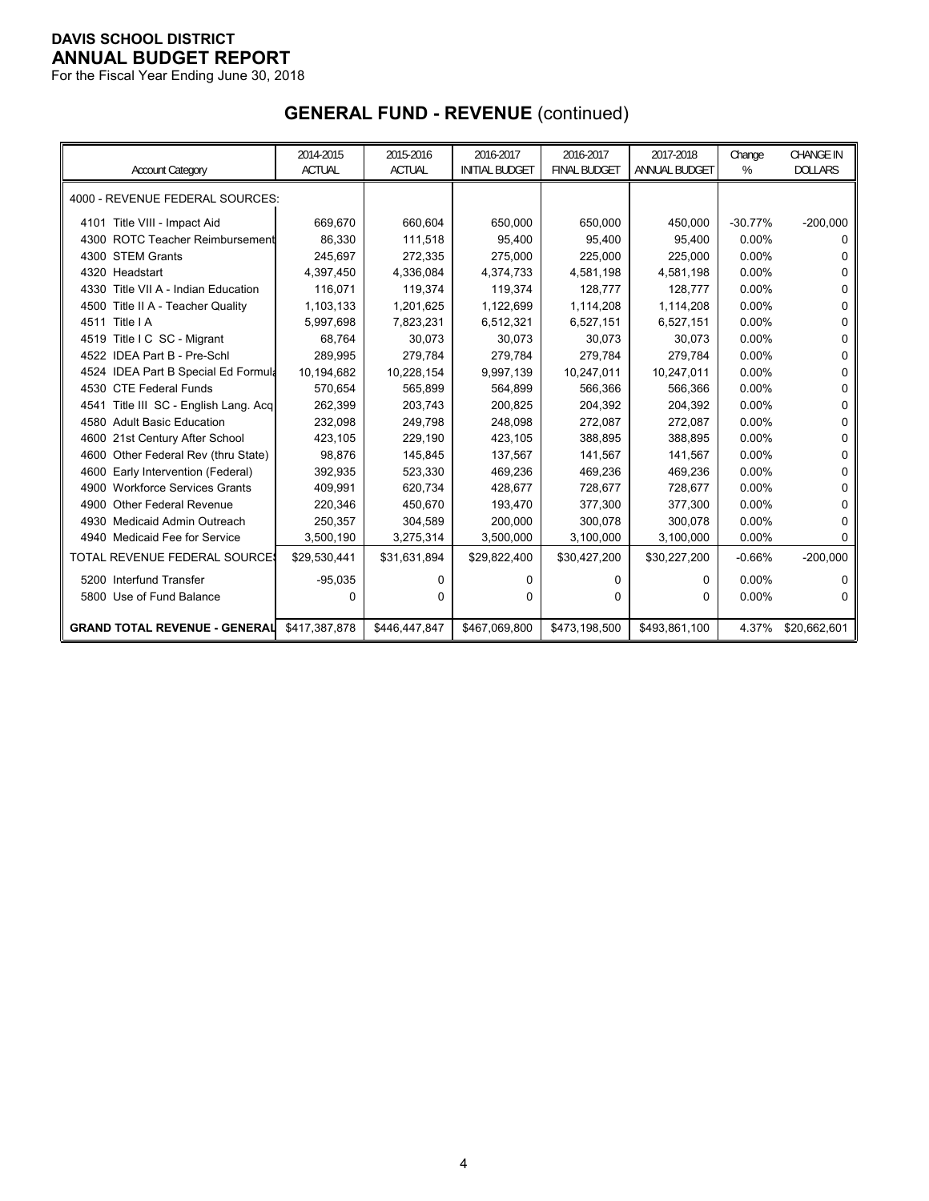# DAVIS SCHOOL DISTRICT
## ANNUAL BUDGET REPORT
For the Fiscal Year Ending June 30, 2018

## GENERAL FUND - REVENUE (continued)

| Account Category | 2014-2015 ACTUAL | 2015-2016 ACTUAL | 2016-2017 INITIAL BUDGET | 2016-2017 FINAL BUDGET | 2017-2018 ANNUAL BUDGET | Change % | CHANGE IN DOLLARS |
|---|---|---|---|---|---|---|---|
| 4000 - REVENUE FEDERAL SOURCES: | | | | | | | |
| 4101 Title VIII - Impact Aid | 669,670 | 660,604 | 650,000 | 650,000 | 450,000 | -30.77% | -200,000 |
| 4300 ROTC Teacher Reimbursement | 86,330 | 111,518 | 95,400 | 95,400 | 95,400 | 0.00% | 0 |
| 4300 STEM Grants | 245,697 | 272,335 | 275,000 | 225,000 | 225,000 | 0.00% | 0 |
| 4320 Headstart | 4,397,450 | 4,336,084 | 4,374,733 | 4,581,198 | 4,581,198 | 0.00% | 0 |
| 4330 Title VII A - Indian Education | 116,071 | 119,374 | 119,374 | 128,777 | 128,777 | 0.00% | 0 |
| 4500 Title II A - Teacher Quality | 1,103,133 | 1,201,625 | 1,122,699 | 1,114,208 | 1,114,208 | 0.00% | 0 |
| 4511 Title I A | 5,997,698 | 7,823,231 | 6,512,321 | 6,527,151 | 6,527,151 | 0.00% | 0 |
| 4519 Title I C SC - Migrant | 68,764 | 30,073 | 30,073 | 30,073 | 30,073 | 0.00% | 0 |
| 4522 IDEA Part B - Pre-Schl | 289,995 | 279,784 | 279,784 | 279,784 | 279,784 | 0.00% | 0 |
| 4524 IDEA Part B Special Ed Formula | 10,194,682 | 10,228,154 | 9,997,139 | 10,247,011 | 10,247,011 | 0.00% | 0 |
| 4530 CTE Federal Funds | 570,654 | 565,899 | 564,899 | 566,366 | 566,366 | 0.00% | 0 |
| 4541 Title III SC - English Lang. Acq | 262,399 | 203,743 | 200,825 | 204,392 | 204,392 | 0.00% | 0 |
| 4580 Adult Basic Education | 232,098 | 249,798 | 248,098 | 272,087 | 272,087 | 0.00% | 0 |
| 4600 21st Century After School | 423,105 | 229,190 | 423,105 | 388,895 | 388,895 | 0.00% | 0 |
| 4600 Other Federal Rev (thru State) | 98,876 | 145,845 | 137,567 | 141,567 | 141,567 | 0.00% | 0 |
| 4600 Early Intervention (Federal) | 392,935 | 523,330 | 469,236 | 469,236 | 469,236 | 0.00% | 0 |
| 4900 Workforce Services Grants | 409,991 | 620,734 | 428,677 | 728,677 | 728,677 | 0.00% | 0 |
| 4900 Other Federal Revenue | 220,346 | 450,670 | 193,470 | 377,300 | 377,300 | 0.00% | 0 |
| 4930 Medicaid Admin Outreach | 250,357 | 304,589 | 200,000 | 300,078 | 300,078 | 0.00% | 0 |
| 4940 Medicaid Fee for Service | 3,500,190 | 3,275,314 | 3,500,000 | 3,100,000 | 3,100,000 | 0.00% | 0 |
| TOTAL REVENUE FEDERAL SOURCES | $29,530,441 | $31,631,894 | $29,822,400 | $30,427,200 | $30,227,200 | -0.66% | -200,000 |
| 5200 Interfund Transfer | -95,035 | 0 | 0 | 0 | 0 | 0.00% | 0 |
| 5800 Use of Fund Balance | 0 | 0 | 0 | 0 | 0 | 0.00% | 0 |
| **GRAND TOTAL REVENUE - GENERAL** | $417,387,878 | $446,447,847 | $467,069,800 | $473,198,500 | $493,861,100 | 4.37% | $20,662,601 |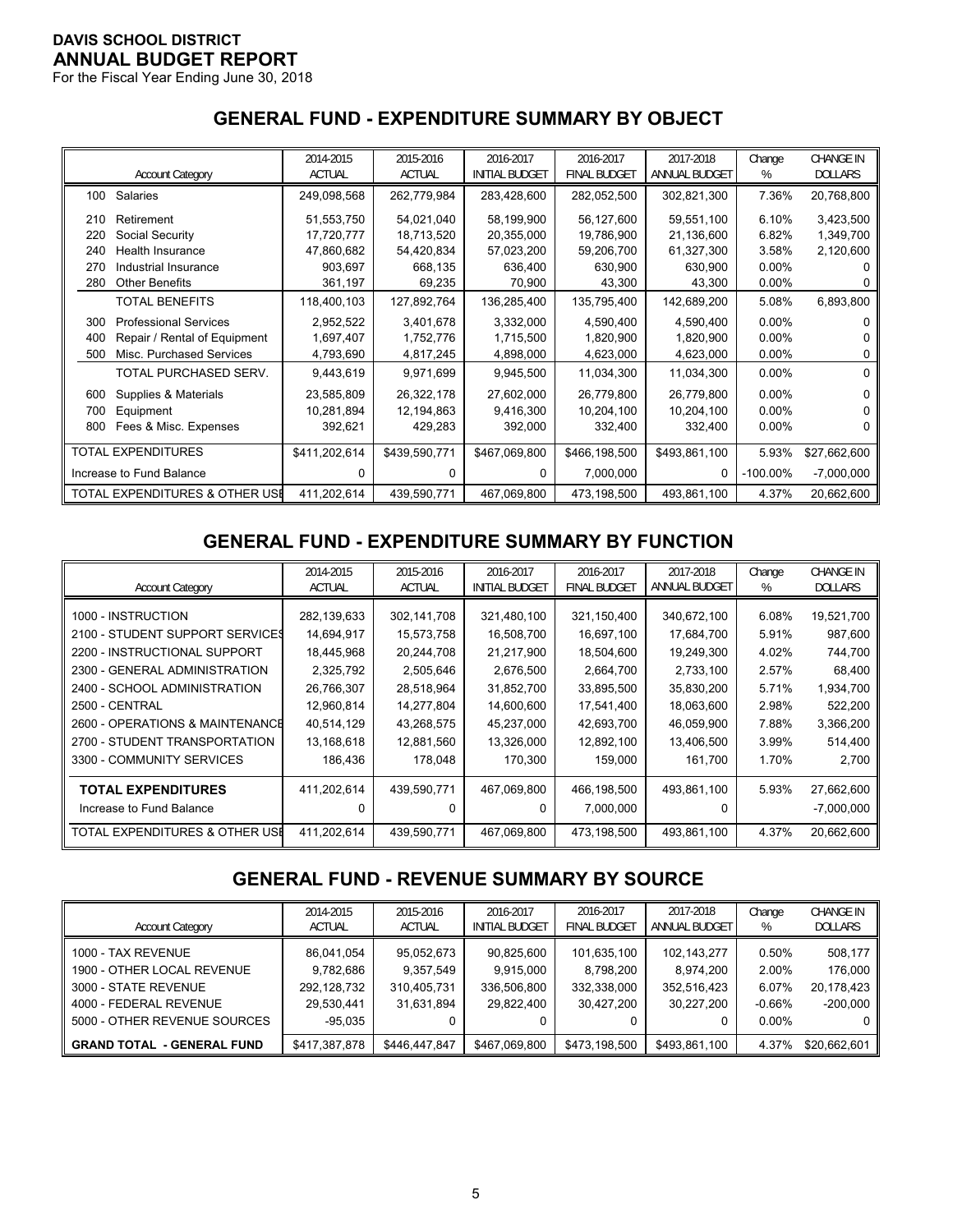**DAVIS SCHOOL DISTRICT**
**ANNUAL BUDGET REPORT**
For the Fiscal Year Ending June 30, 2018

## GENERAL FUND - EXPENDITURE SUMMARY BY OBJECT

| Account Category | 2014-2015 ACTUAL | 2015-2016 ACTUAL | 2016-2017 INITIAL BUDGET | 2016-2017 FINAL BUDGET | 2017-2018 ANNUAL BUDGET | Change % | CHANGE IN DOLLARS |
|---|---|---|---|---|---|---|---|
| 100 Salaries | 249,098,568 | 262,779,984 | 283,428,600 | 282,052,500 | 302,821,300 | 7.36% | 20,768,800 |
| 210 Retirement | 51,553,750 | 54,021,040 | 58,199,900 | 56,127,600 | 59,551,100 | 6.10% | 3,423,500 |
| 220 Social Security | 17,720,777 | 18,713,520 | 20,355,000 | 19,786,900 | 21,136,600 | 6.82% | 1,349,700 |
| 240 Health Insurance | 47,860,682 | 54,420,834 | 57,023,200 | 59,206,700 | 61,327,300 | 3.58% | 2,120,600 |
| 270 Industrial Insurance | 903,697 | 668,135 | 636,400 | 630,900 | 630,900 | 0.00% | 0 |
| 280 Other Benefits | 361,197 | 69,235 | 70,900 | 43,300 | 43,300 | 0.00% | 0 |
| TOTAL BENEFITS | 118,400,103 | 127,892,764 | 136,285,400 | 135,795,400 | 142,689,200 | 5.08% | 6,893,800 |
| 300 Professional Services | 2,952,522 | 3,401,678 | 3,332,000 | 4,590,400 | 4,590,400 | 0.00% | 0 |
| 400 Repair / Rental of Equipment | 1,697,407 | 1,752,776 | 1,715,500 | 1,820,900 | 1,820,900 | 0.00% | 0 |
| 500 Misc. Purchased Services | 4,793,690 | 4,817,245 | 4,898,000 | 4,623,000 | 4,623,000 | 0.00% | 0 |
| TOTAL PURCHASED SERV. | 9,443,619 | 9,971,699 | 9,945,500 | 11,034,300 | 11,034,300 | 0.00% | 0 |
| 600 Supplies & Materials | 23,585,809 | 26,322,178 | 27,602,000 | 26,779,800 | 26,779,800 | 0.00% | 0 |
| 700 Equipment | 10,281,894 | 12,194,863 | 9,416,300 | 10,204,100 | 10,204,100 | 0.00% | 0 |
| 800 Fees & Misc. Expenses | 392,621 | 429,283 | 392,000 | 332,400 | 332,400 | 0.00% | 0 |
| TOTAL EXPENDITURES | $411,202,614 | $439,590,771 | $467,069,800 | $466,198,500 | $493,861,100 | 5.93% | $27,662,600 |
| Increase to Fund Balance | 0 | 0 | 0 | 7,000,000 | 0 | -100.00% | -7,000,000 |
| TOTAL EXPENDITURES & OTHER USE | 411,202,614 | 439,590,771 | 467,069,800 | 473,198,500 | 493,861,100 | 4.37% | 20,662,600 |

## GENERAL FUND - EXPENDITURE SUMMARY BY FUNCTION

| Account Category | 2014-2015 ACTUAL | 2015-2016 ACTUAL | 2016-2017 INITIAL BUDGET | 2016-2017 FINAL BUDGET | 2017-2018 ANNUAL BUDGET | Change % | CHANGE IN DOLLARS |
|---|---|---|---|---|---|---|---|
| 1000 - INSTRUCTION | 282,139,633 | 302,141,708 | 321,480,100 | 321,150,400 | 340,672,100 | 6.08% | 19,521,700 |
| 2100 - STUDENT SUPPORT SERVICES | 14,694,917 | 15,573,758 | 16,508,700 | 16,697,100 | 17,684,700 | 5.91% | 987,600 |
| 2200 - INSTRUCTIONAL SUPPORT | 18,445,968 | 20,244,708 | 21,217,900 | 18,504,600 | 19,249,300 | 4.02% | 744,700 |
| 2300 - GENERAL ADMINISTRATION | 2,325,792 | 2,505,646 | 2,676,500 | 2,664,700 | 2,733,100 | 2.57% | 68,400 |
| 2400 - SCHOOL ADMINISTRATION | 26,766,307 | 28,518,964 | 31,852,700 | 33,895,500 | 35,830,200 | 5.71% | 1,934,700 |
| 2500 - CENTRAL | 12,960,814 | 14,277,804 | 14,600,600 | 17,541,400 | 18,063,600 | 2.98% | 522,200 |
| 2600 - OPERATIONS & MAINTENANCE | 40,514,129 | 43,268,575 | 45,237,000 | 42,693,700 | 46,059,900 | 7.88% | 3,366,200 |
| 2700 - STUDENT TRANSPORTATION | 13,168,618 | 12,881,560 | 13,326,000 | 12,892,100 | 13,406,500 | 3.99% | 514,400 |
| 3300 - COMMUNITY SERVICES | 186,436 | 178,048 | 170,300 | 159,000 | 161,700 | 1.70% | 2,700 |
| **TOTAL EXPENDITURES** | 411,202,614 | 439,590,771 | 467,069,800 | 466,198,500 | 493,861,100 | 5.93% | 27,662,600 |
| Increase to Fund Balance | 0 | 0 | 0 | 7,000,000 | 0 | | -7,000,000 |
| TOTAL EXPENDITURES & OTHER USE | 411,202,614 | 439,590,771 | 467,069,800 | 473,198,500 | 493,861,100 | 4.37% | 20,662,600 |

## GENERAL FUND - REVENUE SUMMARY BY SOURCE

| Account Category | 2014-2015 ACTUAL | 2015-2016 ACTUAL | 2016-2017 INITIAL BUDGET | 2016-2017 FINAL BUDGET | 2017-2018 ANNUAL BUDGET | Change % | CHANGE IN DOLLARS |
|---|---|---|---|---|---|---|---|
| 1000 - TAX REVENUE | 86,041,054 | 95,052,673 | 90,825,600 | 101,635,100 | 102,143,277 | 0.50% | 508,177 |
| 1900 - OTHER LOCAL REVENUE | 9,782,686 | 9,357,549 | 9,915,000 | 8,798,200 | 8,974,200 | 2.00% | 176,000 |
| 3000 - STATE REVENUE | 292,128,732 | 310,405,731 | 336,506,800 | 332,338,000 | 352,516,423 | 6.07% | 20,178,423 |
| 4000 - FEDERAL REVENUE | 29,530,441 | 31,631,894 | 29,822,400 | 30,427,200 | 30,227,200 | -0.66% | -200,000 |
| 5000 - OTHER REVENUE SOURCES | -95,035 | 0 | 0 | 0 | 0 | 0.00% | 0 |
| **GRAND TOTAL - GENERAL FUND** | $417,387,878 | $446,447,847 | $467,069,800 | $473,198,500 | $493,861,100 | 4.37% | $20,662,601 |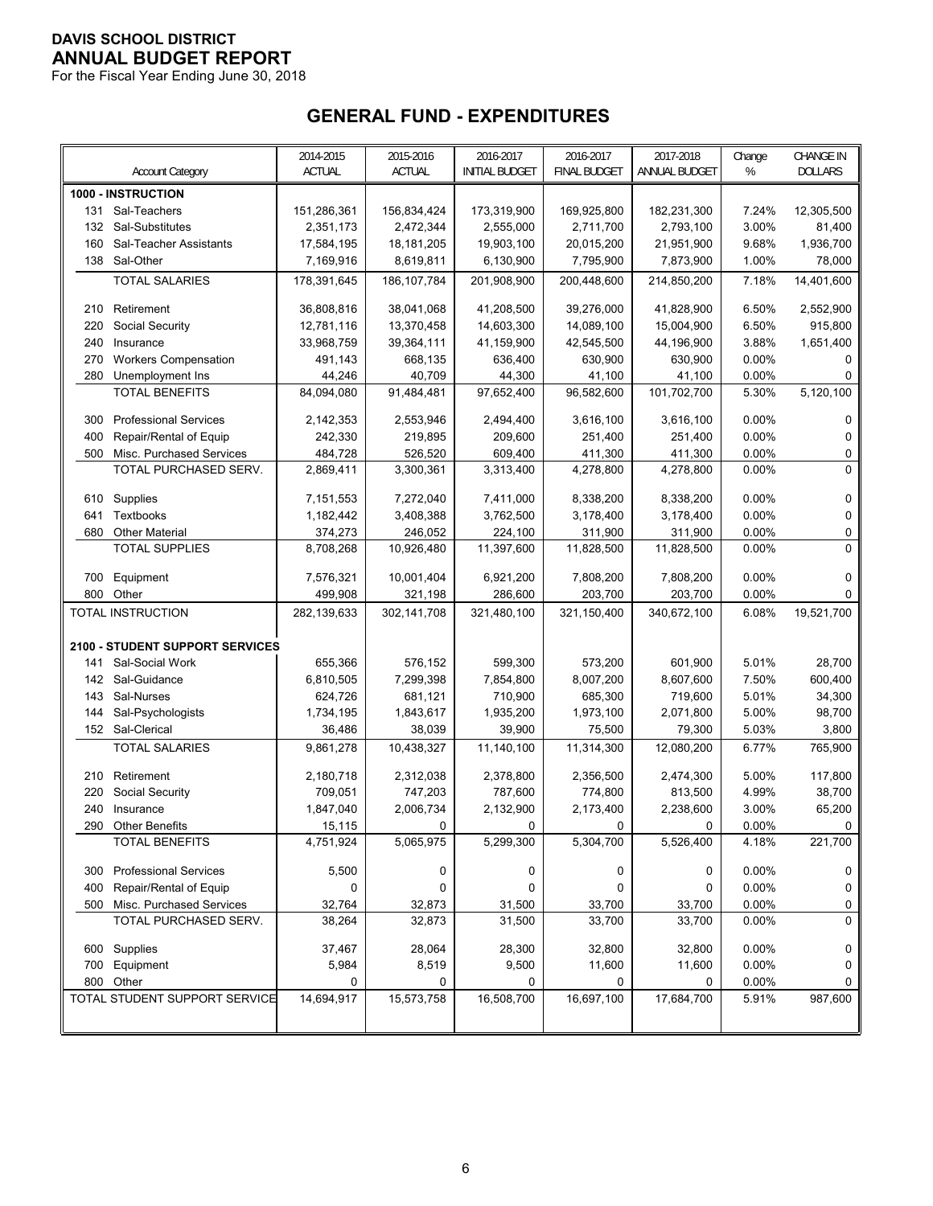**DAVIS SCHOOL DISTRICT**
**ANNUAL BUDGET REPORT**
For the Fiscal Year Ending June 30, 2018

## GENERAL FUND - EXPENDITURES

| Account Category | 2014-2015 ACTUAL | 2015-2016 ACTUAL | 2016-2017 INITIAL BUDGET | 2016-2017 FINAL BUDGET | 2017-2018 ANNUAL BUDGET | Change % | CHANGE IN DOLLARS |
|---|---|---|---|---|---|---|---|
| **1000 - INSTRUCTION** | | | | | | | |
| 131 Sal-Teachers | 151,286,361 | 156,834,424 | 173,319,900 | 169,925,800 | 182,231,300 | 7.24% | 12,305,500 |
| 132 Sal-Substitutes | 2,351,173 | 2,472,344 | 2,555,000 | 2,711,700 | 2,793,100 | 3.00% | 81,400 |
| 160 Sal-Teacher Assistants | 17,584,195 | 18,181,205 | 19,903,100 | 20,015,200 | 21,951,900 | 9.68% | 1,936,700 |
| 138 Sal-Other | 7,169,916 | 8,619,811 | 6,130,900 | 7,795,900 | 7,873,900 | 1.00% | 78,000 |
| TOTAL SALARIES | 178,391,645 | 186,107,784 | 201,908,900 | 200,448,600 | 214,850,200 | 7.18% | 14,401,600 |
| 210 Retirement | 36,808,816 | 38,041,068 | 41,208,500 | 39,276,000 | 41,828,900 | 6.50% | 2,552,900 |
| 220 Social Security | 12,781,116 | 13,370,458 | 14,603,300 | 14,089,100 | 15,004,900 | 6.50% | 915,800 |
| 240 Insurance | 33,968,759 | 39,364,111 | 41,159,900 | 42,545,500 | 44,196,900 | 3.88% | 1,651,400 |
| 270 Workers Compensation | 491,143 | 668,135 | 636,400 | 630,900 | 630,900 | 0.00% | 0 |
| 280 Unemployment Ins | 44,246 | 40,709 | 44,300 | 41,100 | 41,100 | 0.00% | 0 |
| TOTAL BENEFITS | 84,094,080 | 91,484,481 | 97,652,400 | 96,582,600 | 101,702,700 | 5.30% | 5,120,100 |
| 300 Professional Services | 2,142,353 | 2,553,946 | 2,494,400 | 3,616,100 | 3,616,100 | 0.00% | 0 |
| 400 Repair/Rental of Equip | 242,330 | 219,895 | 209,600 | 251,400 | 251,400 | 0.00% | 0 |
| 500 Misc. Purchased Services | 484,728 | 526,520 | 609,400 | 411,300 | 411,300 | 0.00% | 0 |
| TOTAL PURCHASED SERV. | 2,869,411 | 3,300,361 | 3,313,400 | 4,278,800 | 4,278,800 | 0.00% | 0 |
| 610 Supplies | 7,151,553 | 7,272,040 | 7,411,000 | 8,338,200 | 8,338,200 | 0.00% | 0 |
| 641 Textbooks | 1,182,442 | 3,408,388 | 3,762,500 | 3,178,400 | 3,178,400 | 0.00% | 0 |
| 680 Other Material | 374,273 | 246,052 | 224,100 | 311,900 | 311,900 | 0.00% | 0 |
| TOTAL SUPPLIES | 8,708,268 | 10,926,480 | 11,397,600 | 11,828,500 | 11,828,500 | 0.00% | 0 |
| 700 Equipment | 7,576,321 | 10,001,404 | 6,921,200 | 7,808,200 | 7,808,200 | 0.00% | 0 |
| 800 Other | 499,908 | 321,198 | 286,600 | 203,700 | 203,700 | 0.00% | 0 |
| TOTAL INSTRUCTION | 282,139,633 | 302,141,708 | 321,480,100 | 321,150,400 | 340,672,100 | 6.08% | 19,521,700 |
| **2100 - STUDENT SUPPORT SERVICES** | | | | | | | |
| 141 Sal-Social Work | 655,366 | 576,152 | 599,300 | 573,200 | 601,900 | 5.01% | 28,700 |
| 142 Sal-Guidance | 6,810,505 | 7,299,398 | 7,854,800 | 8,007,200 | 8,607,600 | 7.50% | 600,400 |
| 143 Sal-Nurses | 624,726 | 681,121 | 710,900 | 685,300 | 719,600 | 5.01% | 34,300 |
| 144 Sal-Psychologists | 1,734,195 | 1,843,617 | 1,935,200 | 1,973,100 | 2,071,800 | 5.00% | 98,700 |
| 152 Sal-Clerical | 36,486 | 38,039 | 39,900 | 75,500 | 79,300 | 5.03% | 3,800 |
| TOTAL SALARIES | 9,861,278 | 10,438,327 | 11,140,100 | 11,314,300 | 12,080,200 | 6.77% | 765,900 |
| 210 Retirement | 2,180,718 | 2,312,038 | 2,378,800 | 2,356,500 | 2,474,300 | 5.00% | 117,800 |
| 220 Social Security | 709,051 | 747,203 | 787,600 | 774,800 | 813,500 | 4.99% | 38,700 |
| 240 Insurance | 1,847,040 | 2,006,734 | 2,132,900 | 2,173,400 | 2,238,600 | 3.00% | 65,200 |
| 290 Other Benefits | 15,115 | 0 | 0 | 0 | 0 | 0.00% | 0 |
| TOTAL BENEFITS | 4,751,924 | 5,065,975 | 5,299,300 | 5,304,700 | 5,526,400 | 4.18% | 221,700 |
| 300 Professional Services | 5,500 | 0 | 0 | 0 | 0 | 0.00% | 0 |
| 400 Repair/Rental of Equip | 0 | 0 | 0 | 0 | 0 | 0.00% | 0 |
| 500 Misc. Purchased Services | 32,764 | 32,873 | 31,500 | 33,700 | 33,700 | 0.00% | 0 |
| TOTAL PURCHASED SERV. | 38,264 | 32,873 | 31,500 | 33,700 | 33,700 | 0.00% | 0 |
| 600 Supplies | 37,467 | 28,064 | 28,300 | 32,800 | 32,800 | 0.00% | 0 |
| 700 Equipment | 5,984 | 8,519 | 9,500 | 11,600 | 11,600 | 0.00% | 0 |
| 800 Other | 0 | 0 | 0 | 0 | 0 | 0.00% | 0 |
| TOTAL STUDENT SUPPORT SERVICE | 14,694,917 | 15,573,758 | 16,508,700 | 16,697,100 | 17,684,700 | 5.91% | 987,600 |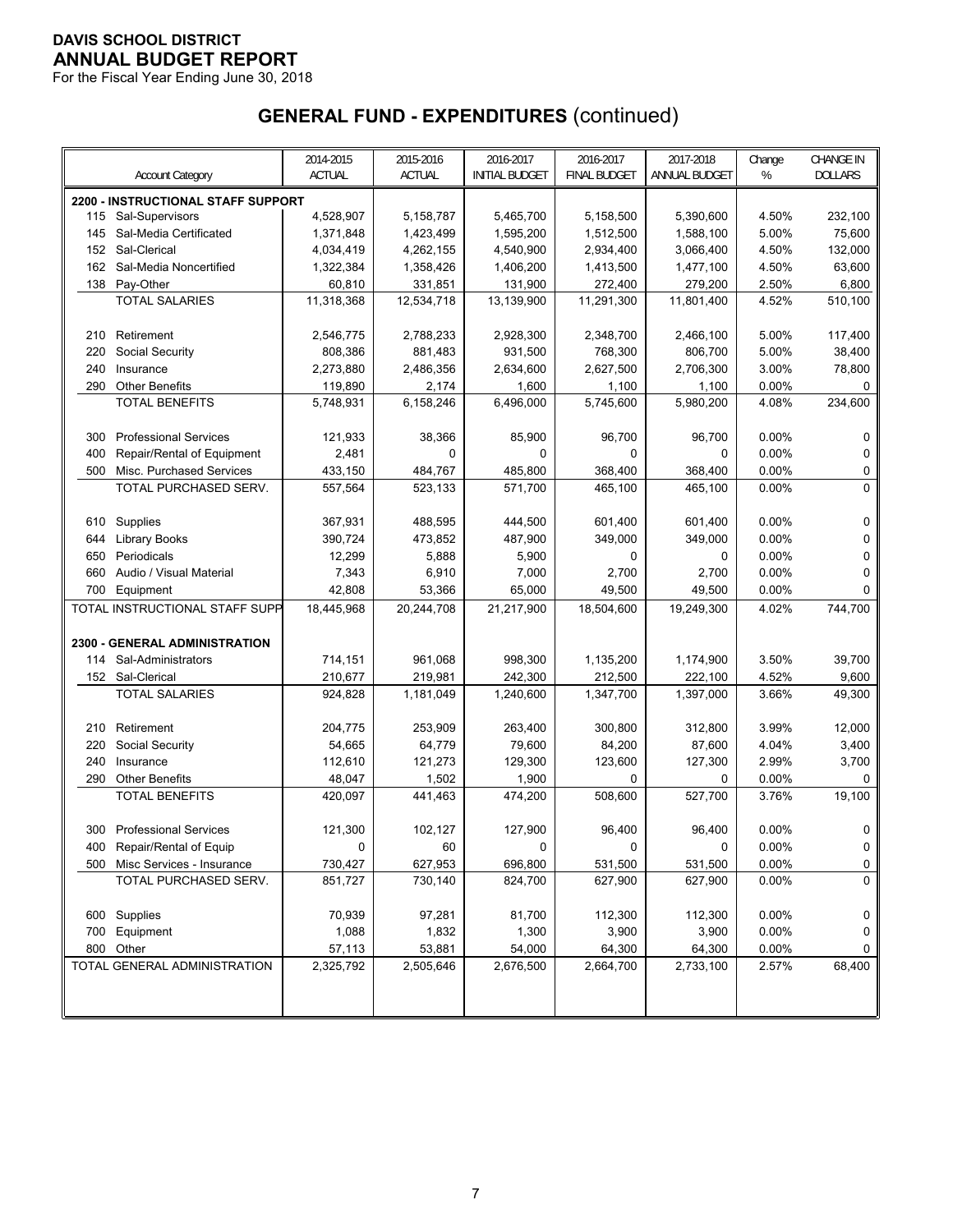**DAVIS SCHOOL DISTRICT**
**ANNUAL BUDGET REPORT**
For the Fiscal Year Ending June 30, 2018

# GENERAL FUND - EXPENDITURES (continued)

| Account Category | 2014-2015 ACTUAL | 2015-2016 ACTUAL | 2016-2017 INITIAL BUDGET | 2016-2017 FINAL BUDGET | 2017-2018 ANNUAL BUDGET | Change % | CHANGE IN DOLLARS |
|---|---|---|---|---|---|---|---|
| **2200 - INSTRUCTIONAL STAFF SUPPORT** | | | | | | | |
| 115 Sal-Supervisors | 4,528,907 | 5,158,787 | 5,465,700 | 5,158,500 | 5,390,600 | 4.50% | 232,100 |
| 145 Sal-Media Certificated | 1,371,848 | 1,423,499 | 1,595,200 | 1,512,500 | 1,588,100 | 5.00% | 75,600 |
| 152 Sal-Clerical | 4,034,419 | 4,262,155 | 4,540,900 | 2,934,400 | 3,066,400 | 4.50% | 132,000 |
| 162 Sal-Media Noncertified | 1,322,384 | 1,358,426 | 1,406,200 | 1,413,500 | 1,477,100 | 4.50% | 63,600 |
| 138 Pay-Other | 60,810 | 331,851 | 131,900 | 272,400 | 279,200 | 2.50% | 6,800 |
| TOTAL SALARIES | 11,318,368 | 12,534,718 | 13,139,900 | 11,291,300 | 11,801,400 | 4.52% | 510,100 |
| 210 Retirement | 2,546,775 | 2,788,233 | 2,928,300 | 2,348,700 | 2,466,100 | 5.00% | 117,400 |
| 220 Social Security | 808,386 | 881,483 | 931,500 | 768,300 | 806,700 | 5.00% | 38,400 |
| 240 Insurance | 2,273,880 | 2,486,356 | 2,634,600 | 2,627,500 | 2,706,300 | 3.00% | 78,800 |
| 290 Other Benefits | 119,890 | 2,174 | 1,600 | 1,100 | 1,100 | 0.00% | 0 |
| TOTAL BENEFITS | 5,748,931 | 6,158,246 | 6,496,000 | 5,745,600 | 5,980,200 | 4.08% | 234,600 |
| 300 Professional Services | 121,933 | 38,366 | 85,900 | 96,700 | 96,700 | 0.00% | 0 |
| 400 Repair/Rental of Equipment | 2,481 | 0 | 0 | 0 | 0 | 0.00% | 0 |
| 500 Misc. Purchased Services | 433,150 | 484,767 | 485,800 | 368,400 | 368,400 | 0.00% | 0 |
| TOTAL PURCHASED SERV. | 557,564 | 523,133 | 571,700 | 465,100 | 465,100 | 0.00% | 0 |
| 610 Supplies | 367,931 | 488,595 | 444,500 | 601,400 | 601,400 | 0.00% | 0 |
| 644 Library Books | 390,724 | 473,852 | 487,900 | 349,000 | 349,000 | 0.00% | 0 |
| 650 Periodicals | 12,299 | 5,888 | 5,900 | 0 | 0 | 0.00% | 0 |
| 660 Audio / Visual Material | 7,343 | 6,910 | 7,000 | 2,700 | 2,700 | 0.00% | 0 |
| 700 Equipment | 42,808 | 53,366 | 65,000 | 49,500 | 49,500 | 0.00% | 0 |
| TOTAL INSTRUCTIONAL STAFF SUPP | 18,445,968 | 20,244,708 | 21,217,900 | 18,504,600 | 19,249,300 | 4.02% | 744,700 |
| **2300 - GENERAL ADMINISTRATION** | | | | | | | |
| 114 Sal-Administrators | 714,151 | 961,068 | 998,300 | 1,135,200 | 1,174,900 | 3.50% | 39,700 |
| 152 Sal-Clerical | 210,677 | 219,981 | 242,300 | 212,500 | 222,100 | 4.52% | 9,600 |
| TOTAL SALARIES | 924,828 | 1,181,049 | 1,240,600 | 1,347,700 | 1,397,000 | 3.66% | 49,300 |
| 210 Retirement | 204,775 | 253,909 | 263,400 | 300,800 | 312,800 | 3.99% | 12,000 |
| 220 Social Security | 54,665 | 64,779 | 79,600 | 84,200 | 87,600 | 4.04% | 3,400 |
| 240 Insurance | 112,610 | 121,273 | 129,300 | 123,600 | 127,300 | 2.99% | 3,700 |
| 290 Other Benefits | 48,047 | 1,502 | 1,900 | 0 | 0 | 0.00% | 0 |
| TOTAL BENEFITS | 420,097 | 441,463 | 474,200 | 508,600 | 527,700 | 3.76% | 19,100 |
| 300 Professional Services | 121,300 | 102,127 | 127,900 | 96,400 | 96,400 | 0.00% | 0 |
| 400 Repair/Rental of Equip | 0 | 60 | 0 | 0 | 0 | 0.00% | 0 |
| 500 Misc Services - Insurance | 730,427 | 627,953 | 696,800 | 531,500 | 531,500 | 0.00% | 0 |
| TOTAL PURCHASED SERV. | 851,727 | 730,140 | 824,700 | 627,900 | 627,900 | 0.00% | 0 |
| 600 Supplies | 70,939 | 97,281 | 81,700 | 112,300 | 112,300 | 0.00% | 0 |
| 700 Equipment | 1,088 | 1,832 | 1,300 | 3,900 | 3,900 | 0.00% | 0 |
| 800 Other | 57,113 | 53,881 | 54,000 | 64,300 | 64,300 | 0.00% | 0 |
| TOTAL GENERAL ADMINISTRATION | 2,325,792 | 2,505,646 | 2,676,500 | 2,664,700 | 2,733,100 | 2.57% | 68,400 |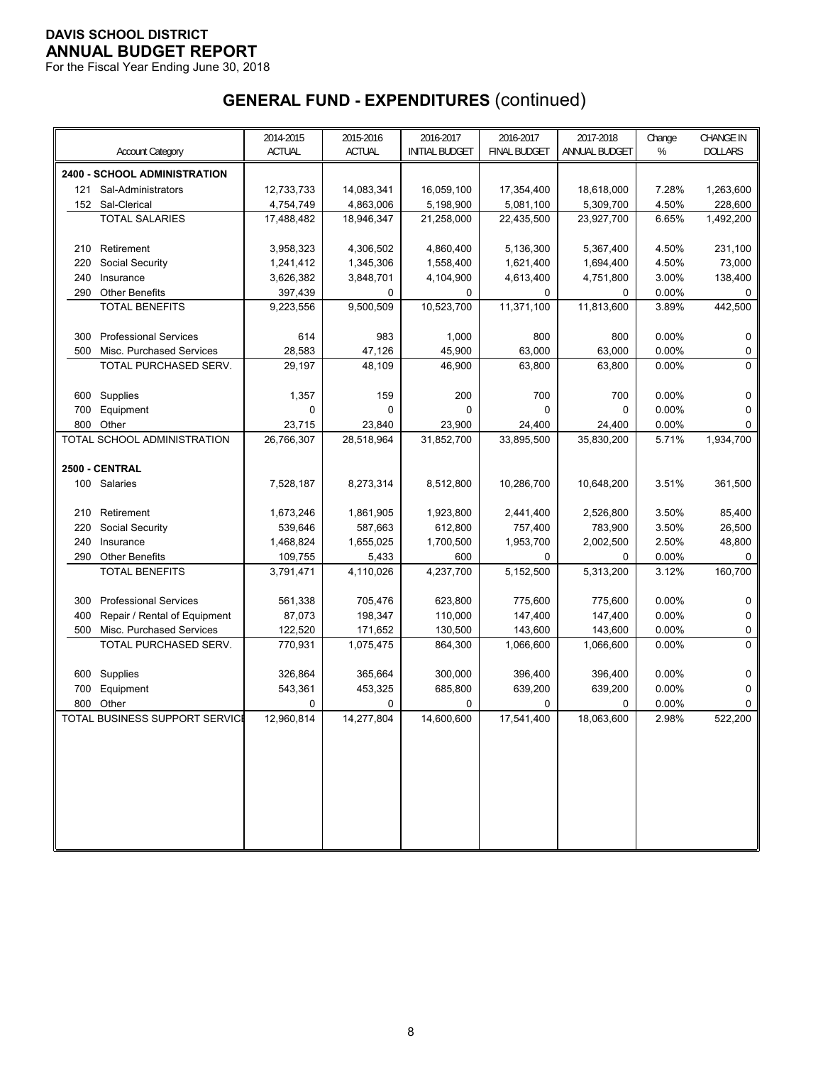**DAVIS SCHOOL DISTRICT**
**ANNUAL BUDGET REPORT**
For the Fiscal Year Ending June 30, 2018

# GENERAL FUND - EXPENDITURES (continued)

| Account Category | 2014-2015 ACTUAL | 2015-2016 ACTUAL | 2016-2017 INITIAL BUDGET | 2016-2017 FINAL BUDGET | 2017-2018 ANNUAL BUDGET | Change % | CHANGE IN DOLLARS |
|---|---|---|---|---|---|---|---|
| **2400 - SCHOOL ADMINISTRATION** | | | | | | | |
| 121 Sal-Administrators | 12,733,733 | 14,083,341 | 16,059,100 | 17,354,400 | 18,618,000 | 7.28% | 1,263,600 |
| 152 Sal-Clerical | 4,754,749 | 4,863,006 | 5,198,900 | 5,081,100 | 5,309,700 | 4.50% | 228,600 |
| TOTAL SALARIES | 17,488,482 | 18,946,347 | 21,258,000 | 22,435,500 | 23,927,700 | 6.65% | 1,492,200 |
| | | | | | | | |
| 210 Retirement | 3,958,323 | 4,306,502 | 4,860,400 | 5,136,300 | 5,367,400 | 4.50% | 231,100 |
| 220 Social Security | 1,241,412 | 1,345,306 | 1,558,400 | 1,621,400 | 1,694,400 | 4.50% | 73,000 |
| 240 Insurance | 3,626,382 | 3,848,701 | 4,104,900 | 4,613,400 | 4,751,800 | 3.00% | 138,400 |
| 290 Other Benefits | 397,439 | 0 | 0 | 0 | 0 | 0.00% | 0 |
| TOTAL BENEFITS | 9,223,556 | 9,500,509 | 10,523,700 | 11,371,100 | 11,813,600 | 3.89% | 442,500 |
| | | | | | | | |
| 300 Professional Services | 614 | 983 | 1,000 | 800 | 800 | 0.00% | 0 |
| 500 Misc. Purchased Services | 28,583 | 47,126 | 45,900 | 63,000 | 63,000 | 0.00% | 0 |
| TOTAL PURCHASED SERV. | 29,197 | 48,109 | 46,900 | 63,800 | 63,800 | 0.00% | 0 |
| | | | | | | | |
| 600 Supplies | 1,357 | 159 | 200 | 700 | 700 | 0.00% | 0 |
| 700 Equipment | 0 | 0 | 0 | 0 | 0 | 0.00% | 0 |
| 800 Other | 23,715 | 23,840 | 23,900 | 24,400 | 24,400 | 0.00% | 0 |
| TOTAL SCHOOL ADMINISTRATION | 26,766,307 | 28,518,964 | 31,852,700 | 33,895,500 | 35,830,200 | 5.71% | 1,934,700 |
| | | | | | | | |
| **2500 - CENTRAL** | | | | | | | |
| 100 Salaries | 7,528,187 | 8,273,314 | 8,512,800 | 10,286,700 | 10,648,200 | 3.51% | 361,500 |
| | | | | | | | |
| 210 Retirement | 1,673,246 | 1,861,905 | 1,923,800 | 2,441,400 | 2,526,800 | 3.50% | 85,400 |
| 220 Social Security | 539,646 | 587,663 | 612,800 | 757,400 | 783,900 | 3.50% | 26,500 |
| 240 Insurance | 1,468,824 | 1,655,025 | 1,700,500 | 1,953,700 | 2,002,500 | 2.50% | 48,800 |
| 290 Other Benefits | 109,755 | 5,433 | 600 | 0 | 0 | 0.00% | 0 |
| TOTAL BENEFITS | 3,791,471 | 4,110,026 | 4,237,700 | 5,152,500 | 5,313,200 | 3.12% | 160,700 |
| | | | | | | | |
| 300 Professional Services | 561,338 | 705,476 | 623,800 | 775,600 | 775,600 | 0.00% | 0 |
| 400 Repair / Rental of Equipment | 87,073 | 198,347 | 110,000 | 147,400 | 147,400 | 0.00% | 0 |
| 500 Misc. Purchased Services | 122,520 | 171,652 | 130,500 | 143,600 | 143,600 | 0.00% | 0 |
| TOTAL PURCHASED SERV. | 770,931 | 1,075,475 | 864,300 | 1,066,600 | 1,066,600 | 0.00% | 0 |
| | | | | | | | |
| 600 Supplies | 326,864 | 365,664 | 300,000 | 396,400 | 396,400 | 0.00% | 0 |
| 700 Equipment | 543,361 | 453,325 | 685,800 | 639,200 | 639,200 | 0.00% | 0 |
| 800 Other | 0 | 0 | 0 | 0 | 0 | 0.00% | 0 |
| TOTAL BUSINESS SUPPORT SERVICE | 12,960,814 | 14,277,804 | 14,600,600 | 17,541,400 | 18,063,600 | 2.98% | 522,200 |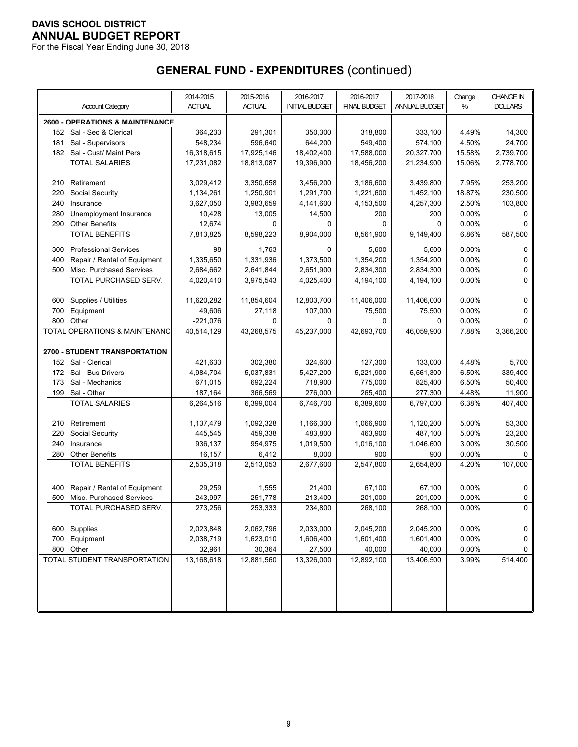# DAVIS SCHOOL DISTRICT

## ANNUAL BUDGET REPORT

For the Fiscal Year Ending June 30, 2018

## GENERAL FUND - EXPENDITURES (continued)

| Account Category | 2014-2015 ACTUAL | 2015-2016 ACTUAL | 2016-2017 INITIAL BUDGET | 2016-2017 FINAL BUDGET | 2017-2018 ANNUAL BUDGET | Change % | CHANGE IN DOLLARS |
|---|---|---|---|---|---|---|---|
| **2600 - OPERATIONS & MAINTENANCE** | | | | | | | |
| 152 Sal - Sec & Clerical | 364,233 | 291,301 | 350,300 | 318,800 | 333,100 | 4.49% | 14,300 |
| 181 Sal - Supervisors | 548,234 | 596,640 | 644,200 | 549,400 | 574,100 | 4.50% | 24,700 |
| 182 Sal - Cust/ Maint Pers | 16,318,615 | 17,925,146 | 18,402,400 | 17,588,000 | 20,327,700 | 15.58% | 2,739,700 |
| TOTAL SALARIES | 17,231,082 | 18,813,087 | 19,396,900 | 18,456,200 | 21,234,900 | 15.06% | 2,778,700 |
| 210 Retirement | 3,029,412 | 3,350,658 | 3,456,200 | 3,186,600 | 3,439,800 | 7.95% | 253,200 |
| 220 Social Security | 1,134,261 | 1,250,901 | 1,291,700 | 1,221,600 | 1,452,100 | 18.87% | 230,500 |
| 240 Insurance | 3,627,050 | 3,983,659 | 4,141,600 | 4,153,500 | 4,257,300 | 2.50% | 103,800 |
| 280 Unemployment Insurance | 10,428 | 13,005 | 14,500 | 200 | 200 | 0.00% | 0 |
| 290 Other Benefits | 12,674 | 0 | 0 | 0 | 0 | 0.00% | 0 |
| TOTAL BENEFITS | 7,813,825 | 8,598,223 | 8,904,000 | 8,561,900 | 9,149,400 | 6.86% | 587,500 |
| 300 Professional Services | 98 | 1,763 | 0 | 5,600 | 5,600 | 0.00% | 0 |
| 400 Repair / Rental of Equipment | 1,335,650 | 1,331,936 | 1,373,500 | 1,354,200 | 1,354,200 | 0.00% | 0 |
| 500 Misc. Purchased Services | 2,684,662 | 2,641,844 | 2,651,900 | 2,834,300 | 2,834,300 | 0.00% | 0 |
| TOTAL PURCHASED SERV. | 4,020,410 | 3,975,543 | 4,025,400 | 4,194,100 | 4,194,100 | 0.00% | 0 |
| 600 Supplies / Utilities | 11,620,282 | 11,854,604 | 12,803,700 | 11,406,000 | 11,406,000 | 0.00% | 0 |
| 700 Equipment | 49,606 | 27,118 | 107,000 | 75,500 | 75,500 | 0.00% | 0 |
| 800 Other | -221,076 | 0 | 0 | 0 | 0 | 0.00% | 0 |
| TOTAL OPERATIONS & MAINTENANC | 40,514,129 | 43,268,575 | 45,237,000 | 42,693,700 | 46,059,900 | 7.88% | 3,366,200 |
| **2700 - STUDENT TRANSPORTATION** | | | | | | | |
| 152 Sal - Clerical | 421,633 | 302,380 | 324,600 | 127,300 | 133,000 | 4.48% | 5,700 |
| 172 Sal - Bus Drivers | 4,984,704 | 5,037,831 | 5,427,200 | 5,221,900 | 5,561,300 | 6.50% | 339,400 |
| 173 Sal - Mechanics | 671,015 | 692,224 | 718,900 | 775,000 | 825,400 | 6.50% | 50,400 |
| 199 Sal - Other | 187,164 | 366,569 | 276,000 | 265,400 | 277,300 | 4.48% | 11,900 |
| TOTAL SALARIES | 6,264,516 | 6,399,004 | 6,746,700 | 6,389,600 | 6,797,000 | 6.38% | 407,400 |
| 210 Retirement | 1,137,479 | 1,092,328 | 1,166,300 | 1,066,900 | 1,120,200 | 5.00% | 53,300 |
| 220 Social Security | 445,545 | 459,338 | 483,800 | 463,900 | 487,100 | 5.00% | 23,200 |
| 240 Insurance | 936,137 | 954,975 | 1,019,500 | 1,016,100 | 1,046,600 | 3.00% | 30,500 |
| 280 Other Benefits | 16,157 | 6,412 | 8,000 | 900 | 900 | 0.00% | 0 |
| TOTAL BENEFITS | 2,535,318 | 2,513,053 | 2,677,600 | 2,547,800 | 2,654,800 | 4.20% | 107,000 |
| 400 Repair / Rental of Equipment | 29,259 | 1,555 | 21,400 | 67,100 | 67,100 | 0.00% | 0 |
| 500 Misc. Purchased Services | 243,997 | 251,778 | 213,400 | 201,000 | 201,000 | 0.00% | 0 |
| TOTAL PURCHASED SERV. | 273,256 | 253,333 | 234,800 | 268,100 | 268,100 | 0.00% | 0 |
| 600 Supplies | 2,023,848 | 2,062,796 | 2,033,000 | 2,045,200 | 2,045,200 | 0.00% | 0 |
| 700 Equipment | 2,038,719 | 1,623,010 | 1,606,400 | 1,601,400 | 1,601,400 | 0.00% | 0 |
| 800 Other | 32,961 | 30,364 | 27,500 | 40,000 | 40,000 | 0.00% | 0 |
| TOTAL STUDENT TRANSPORTATION | 13,168,618 | 12,881,560 | 13,326,000 | 12,892,100 | 13,406,500 | 3.99% | 514,400 |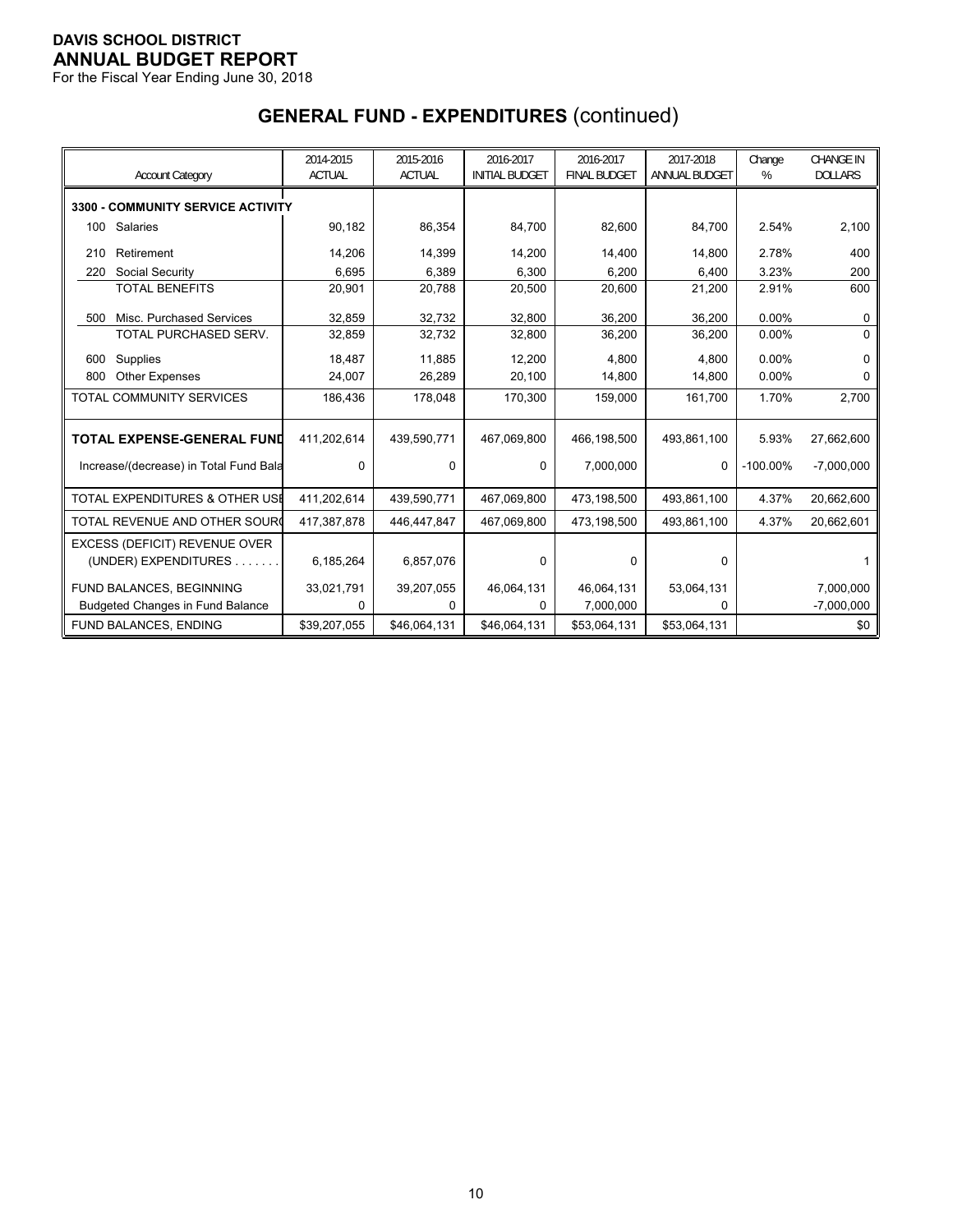**DAVIS SCHOOL DISTRICT**
**ANNUAL BUDGET REPORT**
For the Fiscal Year Ending June 30, 2018

## GENERAL FUND - EXPENDITURES (continued)

| Account Category | 2014-2015 ACTUAL | 2015-2016 ACTUAL | 2016-2017 INITIAL BUDGET | 2016-2017 FINAL BUDGET | 2017-2018 ANNUAL BUDGET | Change % | CHANGE IN DOLLARS |
|---|---|---|---|---|---|---|---|
| **3300 - COMMUNITY SERVICE ACTIVITY** | | | | | | | |
| 100 Salaries | 90,182 | 86,354 | 84,700 | 82,600 | 84,700 | 2.54% | 2,100 |
| 210 Retirement | 14,206 | 14,399 | 14,200 | 14,400 | 14,800 | 2.78% | 400 |
| 220 Social Security | 6,695 | 6,389 | 6,300 | 6,200 | 6,400 | 3.23% | 200 |
| TOTAL BENEFITS | 20,901 | 20,788 | 20,500 | 20,600 | 21,200 | 2.91% | 600 |
| 500 Misc. Purchased Services | 32,859 | 32,732 | 32,800 | 36,200 | 36,200 | 0.00% | 0 |
| TOTAL PURCHASED SERV. | 32,859 | 32,732 | 32,800 | 36,200 | 36,200 | 0.00% | 0 |
| 600 Supplies | 18,487 | 11,885 | 12,200 | 4,800 | 4,800 | 0.00% | 0 |
| 800 Other Expenses | 24,007 | 26,289 | 20,100 | 14,800 | 14,800 | 0.00% | 0 |
| TOTAL COMMUNITY SERVICES | 186,436 | 178,048 | 170,300 | 159,000 | 161,700 | 1.70% | 2,700 |
| **TOTAL EXPENSE-GENERAL FUND** | 411,202,614 | 439,590,771 | 467,069,800 | 466,198,500 | 493,861,100 | 5.93% | 27,662,600 |
| Increase/(decrease) in Total Fund Bala | 0 | 0 | 0 | 7,000,000 | 0 | -100.00% | -7,000,000 |
| TOTAL EXPENDITURES & OTHER USE | 411,202,614 | 439,590,771 | 467,069,800 | 473,198,500 | 493,861,100 | 4.37% | 20,662,600 |
| TOTAL REVENUE AND OTHER SOURC | 417,387,878 | 446,447,847 | 467,069,800 | 473,198,500 | 493,861,100 | 4.37% | 20,662,601 |
| EXCESS (DEFICIT) REVENUE OVER (UNDER) EXPENDITURES ....... | 6,185,264 | 6,857,076 | 0 | 0 | 0 | | 1 |
| FUND BALANCES, BEGINNING | 33,021,791 | 39,207,055 | 46,064,131 | 46,064,131 | 53,064,131 | | 7,000,000 |
| Budgeted Changes in Fund Balance | 0 | 0 | 0 | 7,000,000 | 0 | | -7,000,000 |
| FUND BALANCES, ENDING | $39,207,055 | $46,064,131 | $46,064,131 | $53,064,131 | $53,064,131 | | $0 |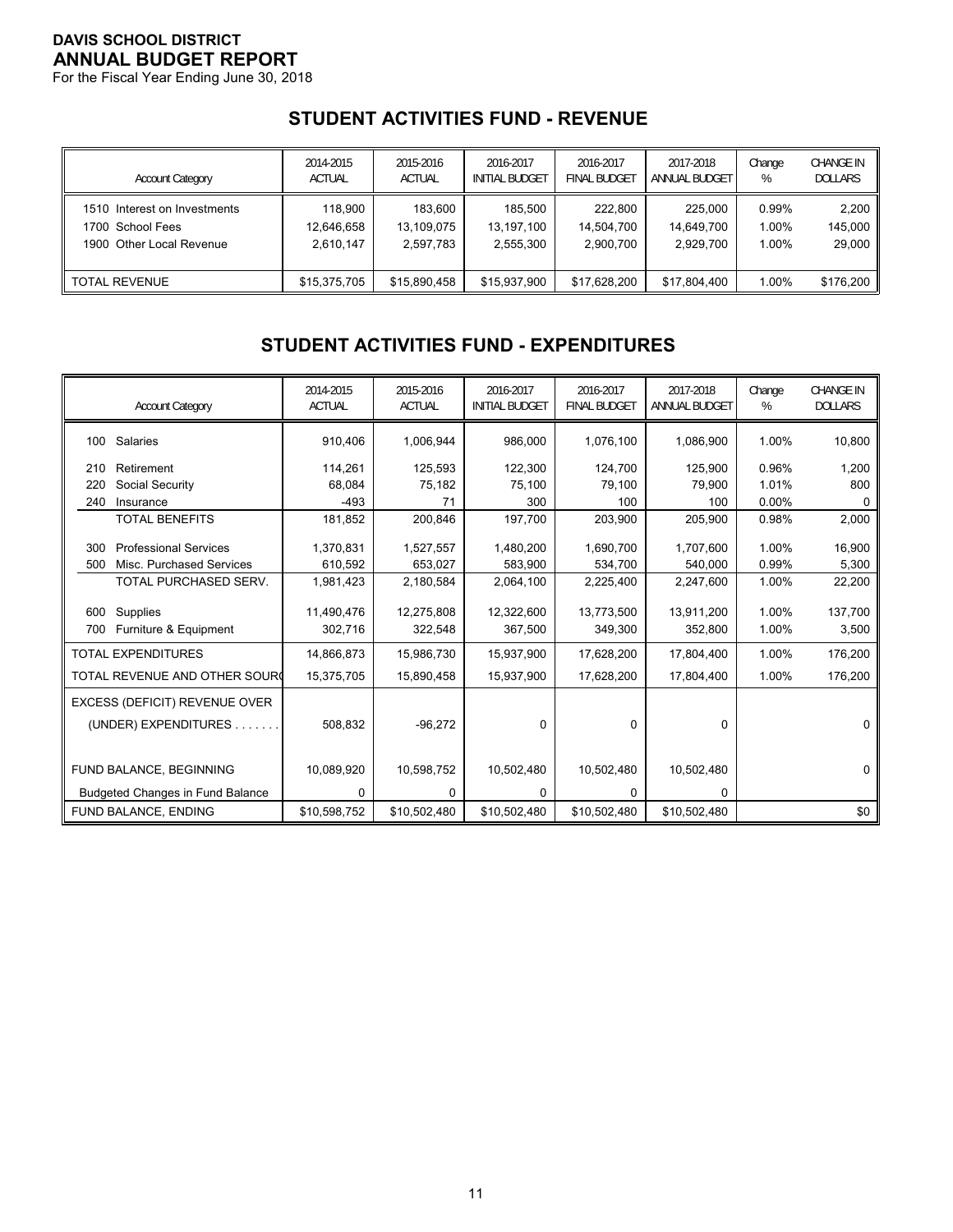**DAVIS SCHOOL DISTRICT**
**ANNUAL BUDGET REPORT**
For the Fiscal Year Ending June 30, 2018

## STUDENT ACTIVITIES FUND - REVENUE

| Account Category | 2014-2015 ACTUAL | 2015-2016 ACTUAL | 2016-2017 INITIAL BUDGET | 2016-2017 FINAL BUDGET | 2017-2018 ANNUAL BUDGET | Change % | CHANGE IN DOLLARS |
|---|---|---|---|---|---|---|---|
| 1510 Interest on Investments | 118,900 | 183,600 | 185,500 | 222,800 | 225,000 | 0.99% | 2,200 |
| 1700 School Fees | 12,646,658 | 13,109,075 | 13,197,100 | 14,504,700 | 14,649,700 | 1.00% | 145,000 |
| 1900 Other Local Revenue | 2,610,147 | 2,597,783 | 2,555,300 | 2,900,700 | 2,929,700 | 1.00% | 29,000 |
| TOTAL REVENUE | $15,375,705 | $15,890,458 | $15,937,900 | $17,628,200 | $17,804,400 | 1.00% | $176,200 |

## STUDENT ACTIVITIES FUND - EXPENDITURES

| Account Category | 2014-2015 ACTUAL | 2015-2016 ACTUAL | 2016-2017 INITIAL BUDGET | 2016-2017 FINAL BUDGET | 2017-2018 ANNUAL BUDGET | Change % | CHANGE IN DOLLARS |
|---|---|---|---|---|---|---|---|
| 100 Salaries | 910,406 | 1,006,944 | 986,000 | 1,076,100 | 1,086,900 | 1.00% | 10,800 |
| 210 Retirement | 114,261 | 125,593 | 122,300 | 124,700 | 125,900 | 0.96% | 1,200 |
| 220 Social Security | 68,084 | 75,182 | 75,100 | 79,100 | 79,900 | 1.01% | 800 |
| 240 Insurance | -493 | 71 | 300 | 100 | 100 | 0.00% | 0 |
| TOTAL BENEFITS | 181,852 | 200,846 | 197,700 | 203,900 | 205,900 | 0.98% | 2,000 |
| 300 Professional Services | 1,370,831 | 1,527,557 | 1,480,200 | 1,690,700 | 1,707,600 | 1.00% | 16,900 |
| 500 Misc. Purchased Services | 610,592 | 653,027 | 583,900 | 534,700 | 540,000 | 0.99% | 5,300 |
| TOTAL PURCHASED SERV. | 1,981,423 | 2,180,584 | 2,064,100 | 2,225,400 | 2,247,600 | 1.00% | 22,200 |
| 600 Supplies | 11,490,476 | 12,275,808 | 12,322,600 | 13,773,500 | 13,911,200 | 1.00% | 137,700 |
| 700 Furniture & Equipment | 302,716 | 322,548 | 367,500 | 349,300 | 352,800 | 1.00% | 3,500 |
| TOTAL EXPENDITURES | 14,866,873 | 15,986,730 | 15,937,900 | 17,628,200 | 17,804,400 | 1.00% | 176,200 |
| TOTAL REVENUE AND OTHER SOURC | 15,375,705 | 15,890,458 | 15,937,900 | 17,628,200 | 17,804,400 | 1.00% | 176,200 |
| EXCESS (DEFICIT) REVENUE OVER (UNDER) EXPENDITURES . . . . . . . | 508,832 | -96,272 | 0 | 0 | 0 | | 0 |
| FUND BALANCE, BEGINNING | 10,089,920 | 10,598,752 | 10,502,480 | 10,502,480 | 10,502,480 | | 0 |
| Budgeted Changes in Fund Balance | 0 | 0 | 0 | 0 | 0 | | |
| FUND BALANCE, ENDING | $10,598,752 | $10,502,480 | $10,502,480 | $10,502,480 | $10,502,480 | | $0 |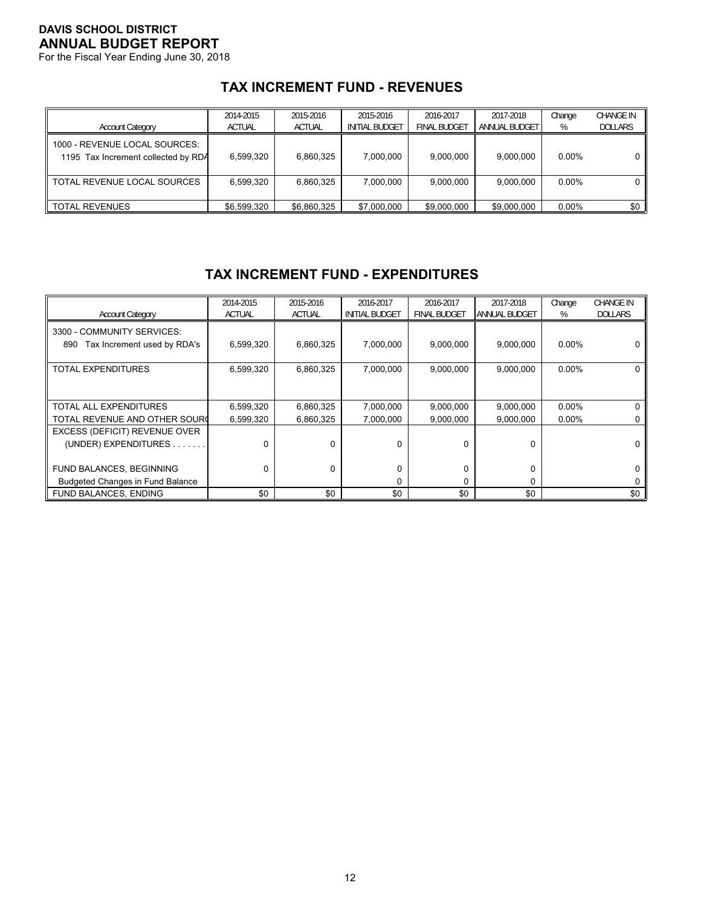**DAVIS SCHOOL DISTRICT**
**ANNUAL BUDGET REPORT**
For the Fiscal Year Ending June 30, 2018

## TAX INCREMENT FUND - REVENUES

| Account Category | 2014-2015 ACTUAL | 2015-2016 ACTUAL | 2015-2016 INITIAL BUDGET | 2016-2017 FINAL BUDGET | 2017-2018 ANNUAL BUDGET | Change % | CHANGE IN DOLLARS |
|---|---|---|---|---|---|---|---|
| 1000 - REVENUE LOCAL SOURCES: | | | | | | | |
| 1195 Tax Increment collected by RDA | 6,599,320 | 6,860,325 | 7,000,000 | 9,000,000 | 9,000,000 | 0.00% | 0 |
| TOTAL REVENUE LOCAL SOURCES | 6,599,320 | 6,860,325 | 7,000,000 | 9,000,000 | 9,000,000 | 0.00% | 0 |
| TOTAL REVENUES | $6,599,320 | $6,860,325 | $7,000,000 | $9,000,000 | $9,000,000 | 0.00% | $0 |

## TAX INCREMENT FUND - EXPENDITURES

| Account Category | 2014-2015 ACTUAL | 2015-2016 ACTUAL | 2016-2017 INITIAL BUDGET | 2016-2017 FINAL BUDGET | 2017-2018 ANNUAL BUDGET | Change % | CHANGE IN DOLLARS |
|---|---|---|---|---|---|---|---|
| 3300 - COMMUNITY SERVICES: | | | | | | | |
| 890 Tax Increment used by RDA's | 6,599,320 | 6,860,325 | 7,000,000 | 9,000,000 | 9,000,000 | 0.00% | 0 |
| TOTAL EXPENDITURES | 6,599,320 | 6,860,325 | 7,000,000 | 9,000,000 | 9,000,000 | 0.00% | 0 |
| TOTAL ALL EXPENDITURES | 6,599,320 | 6,860,325 | 7,000,000 | 9,000,000 | 9,000,000 | 0.00% | 0 |
| TOTAL REVENUE AND OTHER SOURC | 6,599,320 | 6,860,325 | 7,000,000 | 9,000,000 | 9,000,000 | 0.00% | 0 |
| EXCESS (DEFICIT) REVENUE OVER (UNDER) EXPENDITURES . . . . . . . | 0 | 0 | 0 | 0 | 0 | | 0 |
| FUND BALANCES, BEGINNING | 0 | 0 | 0 | 0 | 0 | | 0 |
| Budgeted Changes in Fund Balance | | | 0 | 0 | 0 | | 0 |
| FUND BALANCES, ENDING | $0 | $0 | $0 | $0 | $0 | | $0 |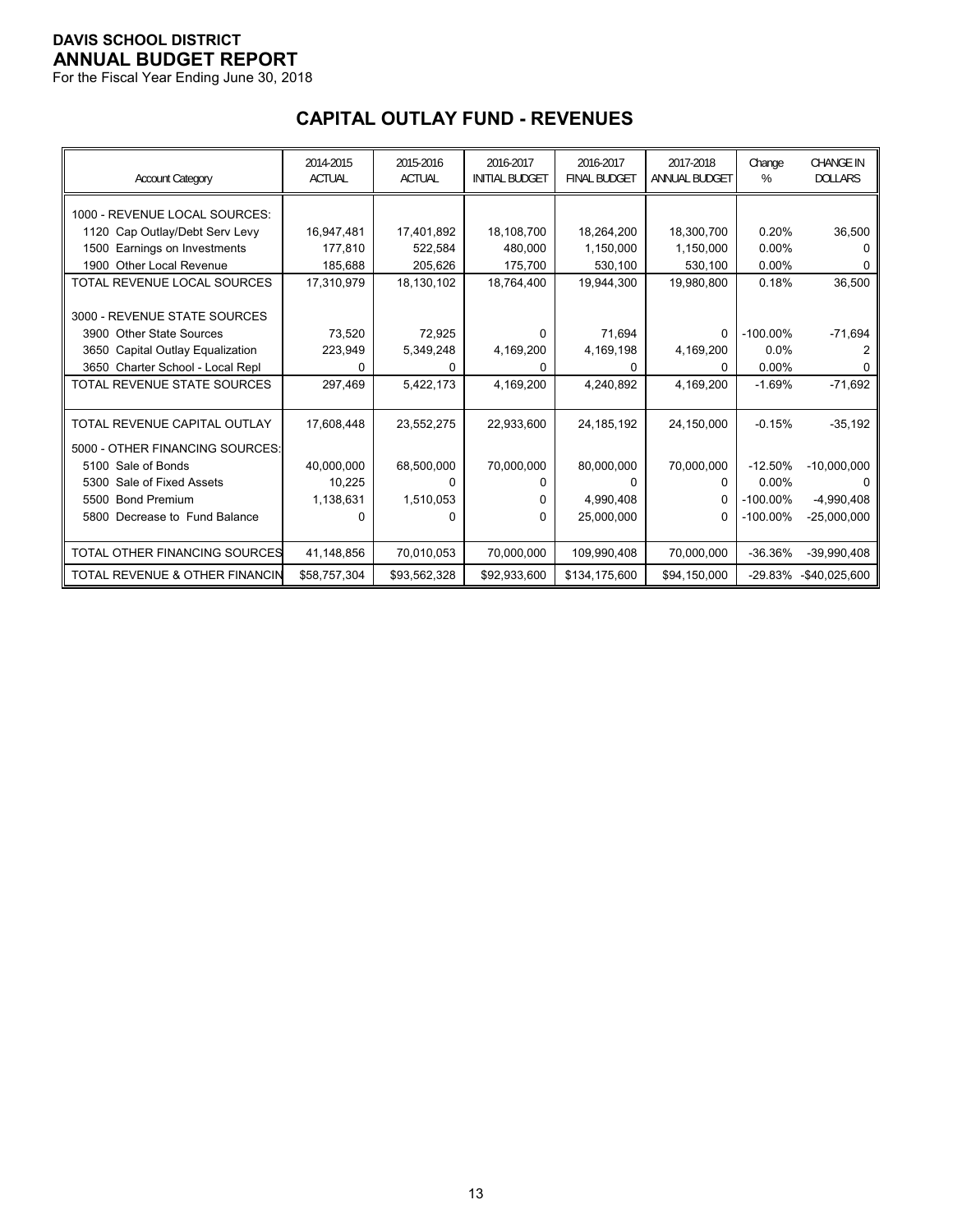**DAVIS SCHOOL DISTRICT**
**ANNUAL BUDGET REPORT**
For the Fiscal Year Ending June 30, 2018

## CAPITAL OUTLAY FUND - REVENUES

| Account Category | 2014-2015 ACTUAL | 2015-2016 ACTUAL | 2016-2017 INITIAL BUDGET | 2016-2017 FINAL BUDGET | 2017-2018 ANNUAL BUDGET | Change % | CHANGE IN DOLLARS |
|---|---|---|---|---|---|---|---|
| 1000 - REVENUE LOCAL SOURCES: | | | | | | | |
| 1120 Cap Outlay/Debt Serv Levy | 16,947,481 | 17,401,892 | 18,108,700 | 18,264,200 | 18,300,700 | 0.20% | 36,500 |
| 1500 Earnings on Investments | 177,810 | 522,584 | 480,000 | 1,150,000 | 1,150,000 | 0.00% | 0 |
| 1900 Other Local Revenue | 185,688 | 205,626 | 175,700 | 530,100 | 530,100 | 0.00% | 0 |
| TOTAL REVENUE LOCAL SOURCES | 17,310,979 | 18,130,102 | 18,764,400 | 19,944,300 | 19,980,800 | 0.18% | 36,500 |
| 3000 - REVENUE STATE SOURCES | | | | | | | |
| 3900 Other State Sources | 73,520 | 72,925 | 0 | 71,694 | 0 | -100.00% | -71,694 |
| 3650 Capital Outlay Equalization | 223,949 | 5,349,248 | 4,169,200 | 4,169,198 | 4,169,200 | 0.0% | 2 |
| 3650 Charter School - Local Repl | 0 | 0 | 0 | 0 | 0 | 0.00% | 0 |
| TOTAL REVENUE STATE SOURCES | 297,469 | 5,422,173 | 4,169,200 | 4,240,892 | 4,169,200 | -1.69% | -71,692 |
| TOTAL REVENUE CAPITAL OUTLAY | 17,608,448 | 23,552,275 | 22,933,600 | 24,185,192 | 24,150,000 | -0.15% | -35,192 |
| 5000 - OTHER FINANCING SOURCES: | | | | | | | |
| 5100 Sale of Bonds | 40,000,000 | 68,500,000 | 70,000,000 | 80,000,000 | 70,000,000 | -12.50% | -10,000,000 |
| 5300 Sale of Fixed Assets | 10,225 | 0 | 0 | 0 | 0 | 0.00% | 0 |
| 5500 Bond Premium | 1,138,631 | 1,510,053 | 0 | 4,990,408 | 0 | -100.00% | -4,990,408 |
| 5800 Decrease to Fund Balance | 0 | 0 | 0 | 25,000,000 | 0 | -100.00% | -25,000,000 |
| TOTAL OTHER FINANCING SOURCES | 41,148,856 | 70,010,053 | 70,000,000 | 109,990,408 | 70,000,000 | -36.36% | -39,990,408 |
| TOTAL REVENUE & OTHER FINANCIN | $58,757,304 | $93,562,328 | $92,933,600 | $134,175,600 | $94,150,000 | -29.83% | -$40,025,600 |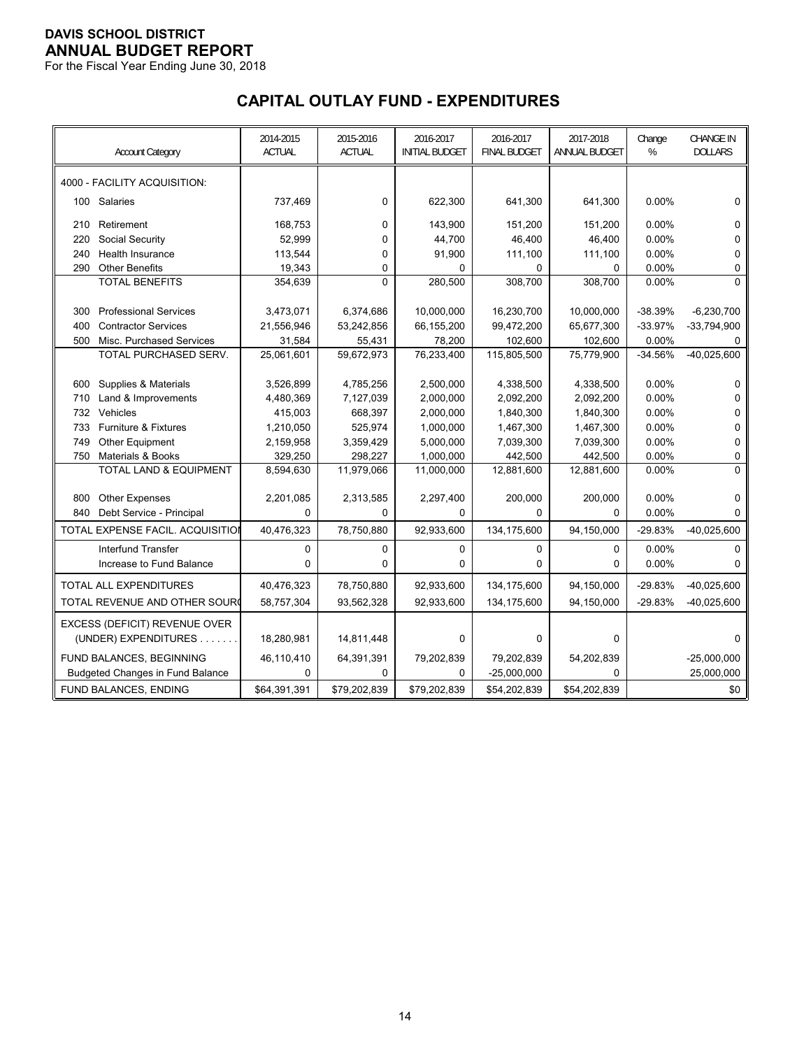**DAVIS SCHOOL DISTRICT**
**ANNUAL BUDGET REPORT**
For the Fiscal Year Ending June 30, 2018

## CAPITAL OUTLAY FUND - EXPENDITURES

| Account Category | 2014-2015 ACTUAL | 2015-2016 ACTUAL | 2016-2017 INITIAL BUDGET | 2016-2017 FINAL BUDGET | 2017-2018 ANNUAL BUDGET | Change % | CHANGE IN DOLLARS |
|---|---|---|---|---|---|---|---|
| 4000 - FACILITY ACQUISITION: | | | | | | | |
| 100 Salaries | 737,469 | 0 | 622,300 | 641,300 | 641,300 | 0.00% | 0 |
| 210 Retirement | 168,753 | 0 | 143,900 | 151,200 | 151,200 | 0.00% | 0 |
| 220 Social Security | 52,999 | 0 | 44,700 | 46,400 | 46,400 | 0.00% | 0 |
| 240 Health Insurance | 113,544 | 0 | 91,900 | 111,100 | 111,100 | 0.00% | 0 |
| 290 Other Benefits | 19,343 | 0 | 0 | 0 | 0 | 0.00% | 0 |
| TOTAL BENEFITS | 354,639 | 0 | 280,500 | 308,700 | 308,700 | 0.00% | 0 |
| 300 Professional Services | 3,473,071 | 6,374,686 | 10,000,000 | 16,230,700 | 10,000,000 | -38.39% | -6,230,700 |
| 400 Contractor Services | 21,556,946 | 53,242,856 | 66,155,200 | 99,472,200 | 65,677,300 | -33.97% | -33,794,900 |
| 500 Misc. Purchased Services | 31,584 | 55,431 | 78,200 | 102,600 | 102,600 | 0.00% | 0 |
| TOTAL PURCHASED SERV. | 25,061,601 | 59,672,973 | 76,233,400 | 115,805,500 | 75,779,900 | -34.56% | -40,025,600 |
| 600 Supplies & Materials | 3,526,899 | 4,785,256 | 2,500,000 | 4,338,500 | 4,338,500 | 0.00% | 0 |
| 710 Land & Improvements | 4,480,369 | 7,127,039 | 2,000,000 | 2,092,200 | 2,092,200 | 0.00% | 0 |
| 732 Vehicles | 415,003 | 668,397 | 2,000,000 | 1,840,300 | 1,840,300 | 0.00% | 0 |
| 733 Furniture & Fixtures | 1,210,050 | 525,974 | 1,000,000 | 1,467,300 | 1,467,300 | 0.00% | 0 |
| 749 Other Equipment | 2,159,958 | 3,359,429 | 5,000,000 | 7,039,300 | 7,039,300 | 0.00% | 0 |
| 750 Materials & Books | 329,250 | 298,227 | 1,000,000 | 442,500 | 442,500 | 0.00% | 0 |
| TOTAL LAND & EQUIPMENT | 8,594,630 | 11,979,066 | 11,000,000 | 12,881,600 | 12,881,600 | 0.00% | 0 |
| 800 Other Expenses | 2,201,085 | 2,313,585 | 2,297,400 | 200,000 | 200,000 | 0.00% | 0 |
| 840 Debt Service - Principal | 0 | 0 | 0 | 0 | 0 | 0.00% | 0 |
| TOTAL EXPENSE FACIL. ACQUISITION | 40,476,323 | 78,750,880 | 92,933,600 | 134,175,600 | 94,150,000 | -29.83% | -40,025,600 |
| Interfund Transfer | 0 | 0 | 0 | 0 | 0 | 0.00% | 0 |
| Increase to Fund Balance | 0 | 0 | 0 | 0 | 0 | 0.00% | 0 |
| TOTAL ALL EXPENDITURES | 40,476,323 | 78,750,880 | 92,933,600 | 134,175,600 | 94,150,000 | -29.83% | -40,025,600 |
| TOTAL REVENUE AND OTHER SOURCES | 58,757,304 | 93,562,328 | 92,933,600 | 134,175,600 | 94,150,000 | -29.83% | -40,025,600 |
| EXCESS (DEFICIT) REVENUE OVER (UNDER) EXPENDITURES . . . . . . . | 18,280,981 | 14,811,448 | 0 | 0 | 0 | | 0 |
| FUND BALANCES, BEGINNING | 46,110,410 | 64,391,391 | 79,202,839 | 79,202,839 | 54,202,839 | | -25,000,000 |
| Budgeted Changes in Fund Balance | 0 | 0 | 0 | -25,000,000 | 0 | | 25,000,000 |
| FUND BALANCES, ENDING | $64,391,391 | $79,202,839 | $79,202,839 | $54,202,839 | $54,202,839 | | $0 |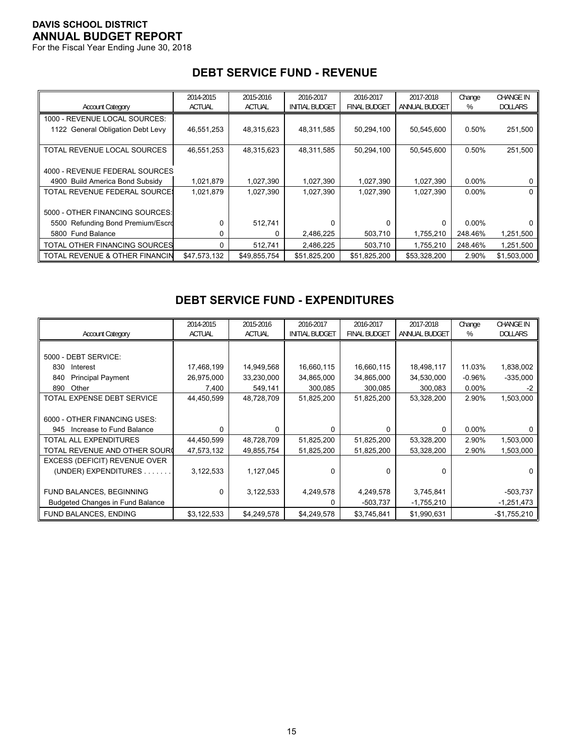**DAVIS SCHOOL DISTRICT**
**ANNUAL BUDGET REPORT**
For the Fiscal Year Ending June 30, 2018

## DEBT SERVICE FUND - REVENUE

| Account Category | 2014-2015 ACTUAL | 2015-2016 ACTUAL | 2016-2017 INITIAL BUDGET | 2016-2017 FINAL BUDGET | 2017-2018 ANNUAL BUDGET | Change % | CHANGE IN DOLLARS |
|---|---|---|---|---|---|---|---|
| 1000 - REVENUE LOCAL SOURCES: | | | | | | | |
| 1122 General Obligation Debt Levy | 46,551,253 | 48,315,623 | 48,311,585 | 50,294,100 | 50,545,600 | 0.50% | 251,500 |
| TOTAL REVENUE LOCAL SOURCES | 46,551,253 | 48,315,623 | 48,311,585 | 50,294,100 | 50,545,600 | 0.50% | 251,500 |
| 4000 - REVENUE FEDERAL SOURCES | | | | | | | |
| 4900 Build America Bond Subsidy | 1,021,879 | 1,027,390 | 1,027,390 | 1,027,390 | 1,027,390 | 0.00% | 0 |
| TOTAL REVENUE FEDERAL SOURCES | 1,021,879 | 1,027,390 | 1,027,390 | 1,027,390 | 1,027,390 | 0.00% | 0 |
| 5000 - OTHER FINANCING SOURCES: | | | | | | | |
| 5500 Refunding Bond Premium/Escro | 0 | 512,741 | 0 | 0 | 0 | 0.00% | 0 |
| 5800 Fund Balance | 0 | 0 | 2,486,225 | 503,710 | 1,755,210 | 248.46% | 1,251,500 |
| TOTAL OTHER FINANCING SOURCES | 0 | 512,741 | 2,486,225 | 503,710 | 1,755,210 | 248.46% | 1,251,500 |
| TOTAL REVENUE & OTHER FINANCIN | $47,573,132 | $49,855,754 | $51,825,200 | $51,825,200 | $53,328,200 | 2.90% | $1,503,000 |

## DEBT SERVICE FUND - EXPENDITURES

| Account Category | 2014-2015 ACTUAL | 2015-2016 ACTUAL | 2016-2017 INITIAL BUDGET | 2016-2017 FINAL BUDGET | 2017-2018 ANNUAL BUDGET | Change % | CHANGE IN DOLLARS |
|---|---|---|---|---|---|---|---|
| 5000 - DEBT SERVICE: | | | | | | | |
| 830 Interest | 17,468,199 | 14,949,568 | 16,660,115 | 16,660,115 | 18,498,117 | 11.03% | 1,838,002 |
| 840 Principal Payment | 26,975,000 | 33,230,000 | 34,865,000 | 34,865,000 | 34,530,000 | -0.96% | -335,000 |
| 890 Other | 7,400 | 549,141 | 300,085 | 300,085 | 300,083 | 0.00% | -2 |
| TOTAL EXPENSE DEBT SERVICE | 44,450,599 | 48,728,709 | 51,825,200 | 51,825,200 | 53,328,200 | 2.90% | 1,503,000 |
| 6000 - OTHER FINANCING USES: | | | | | | | |
| 945 Increase to Fund Balance | 0 | 0 | 0 | 0 | 0 | 0.00% | 0 |
| TOTAL ALL EXPENDITURES | 44,450,599 | 48,728,709 | 51,825,200 | 51,825,200 | 53,328,200 | 2.90% | 1,503,000 |
| TOTAL REVENUE AND OTHER SOURC | 47,573,132 | 49,855,754 | 51,825,200 | 51,825,200 | 53,328,200 | 2.90% | 1,503,000 |
| EXCESS (DEFICIT) REVENUE OVER (UNDER) EXPENDITURES . . . . . . . | 3,122,533 | 1,127,045 | 0 | 0 | 0 | | 0 |
| FUND BALANCES, BEGINNING | 0 | 3,122,533 | 4,249,578 | 4,249,578 | 3,745,841 | | -503,737 |
| Budgeted Changes in Fund Balance | | | 0 | -503,737 | -1,755,210 | | -1,251,473 |
| FUND BALANCES, ENDING | $3,122,533 | $4,249,578 | $4,249,578 | $3,745,841 | $1,990,631 | | -$1,755,210 |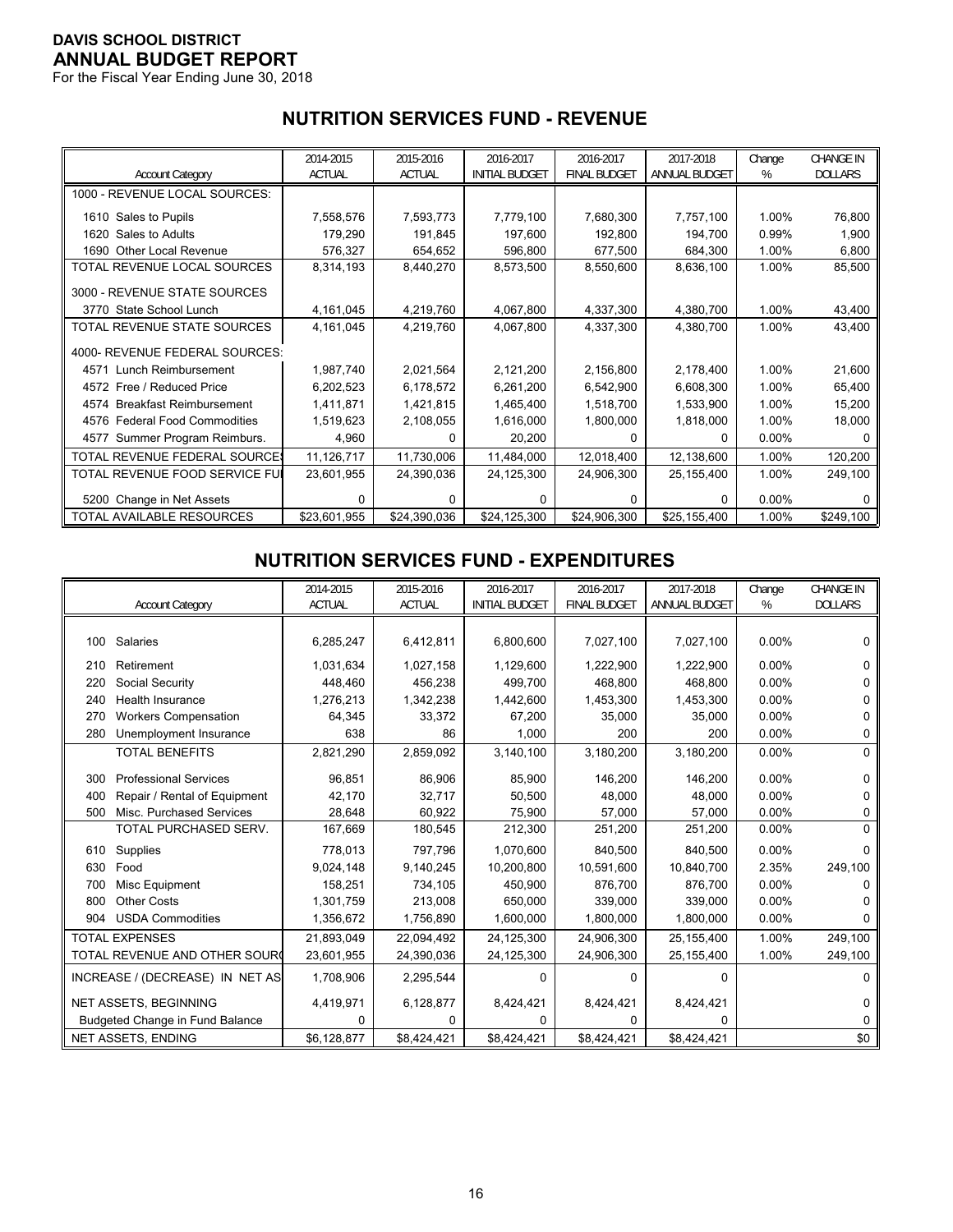**DAVIS SCHOOL DISTRICT**
**ANNUAL BUDGET REPORT**
For the Fiscal Year Ending June 30, 2018

## NUTRITION SERVICES FUND - REVENUE

| Account Category | 2014-2015 ACTUAL | 2015-2016 ACTUAL | 2016-2017 INITIAL BUDGET | 2016-2017 FINAL BUDGET | 2017-2018 ANNUAL BUDGET | Change % | CHANGE IN DOLLARS |
|---|---|---|---|---|---|---|---|
| 1000 - REVENUE LOCAL SOURCES: | | | | | | | |
| 1610 Sales to Pupils | 7,558,576 | 7,593,773 | 7,779,100 | 7,680,300 | 7,757,100 | 1.00% | 76,800 |
| 1620 Sales to Adults | 179,290 | 191,845 | 197,600 | 192,800 | 194,700 | 0.99% | 1,900 |
| 1690 Other Local Revenue | 576,327 | 654,652 | 596,800 | 677,500 | 684,300 | 1.00% | 6,800 |
| TOTAL REVENUE LOCAL SOURCES | 8,314,193 | 8,440,270 | 8,573,500 | 8,550,600 | 8,636,100 | 1.00% | 85,500 |
| 3000 - REVENUE STATE SOURCES | | | | | | | |
| 3770 State School Lunch | 4,161,045 | 4,219,760 | 4,067,800 | 4,337,300 | 4,380,700 | 1.00% | 43,400 |
| TOTAL REVENUE STATE SOURCES | 4,161,045 | 4,219,760 | 4,067,800 | 4,337,300 | 4,380,700 | 1.00% | 43,400 |
| 4000- REVENUE FEDERAL SOURCES: | | | | | | | |
| 4571 Lunch Reimbursement | 1,987,740 | 2,021,564 | 2,121,200 | 2,156,800 | 2,178,400 | 1.00% | 21,600 |
| 4572 Free / Reduced Price | 6,202,523 | 6,178,572 | 6,261,200 | 6,542,900 | 6,608,300 | 1.00% | 65,400 |
| 4574 Breakfast Reimbursement | 1,411,871 | 1,421,815 | 1,465,400 | 1,518,700 | 1,533,900 | 1.00% | 15,200 |
| 4576 Federal Food Commodities | 1,519,623 | 2,108,055 | 1,616,000 | 1,800,000 | 1,818,000 | 1.00% | 18,000 |
| 4577 Summer Program Reimburs. | 4,960 | 0 | 20,200 | 0 | 0 | 0.00% | 0 |
| TOTAL REVENUE FEDERAL SOURCES | 11,126,717 | 11,730,006 | 11,484,000 | 12,018,400 | 12,138,600 | 1.00% | 120,200 |
| TOTAL REVENUE FOOD SERVICE FUND | 23,601,955 | 24,390,036 | 24,125,300 | 24,906,300 | 25,155,400 | 1.00% | 249,100 |
| 5200 Change in Net Assets | 0 | 0 | 0 | 0 | 0 | 0.00% | 0 |
| TOTAL AVAILABLE RESOURCES | $23,601,955 | $24,390,036 | $24,125,300 | $24,906,300 | $25,155,400 | 1.00% | $249,100 |

## NUTRITION SERVICES FUND - EXPENDITURES

| Account Category | 2014-2015 ACTUAL | 2015-2016 ACTUAL | 2016-2017 INITIAL BUDGET | 2016-2017 FINAL BUDGET | 2017-2018 ANNUAL BUDGET | Change % | CHANGE IN DOLLARS |
|---|---|---|---|---|---|---|---|
| 100 Salaries | 6,285,247 | 6,412,811 | 6,800,600 | 7,027,100 | 7,027,100 | 0.00% | 0 |
| 210 Retirement | 1,031,634 | 1,027,158 | 1,129,600 | 1,222,900 | 1,222,900 | 0.00% | 0 |
| 220 Social Security | 448,460 | 456,238 | 499,700 | 468,800 | 468,800 | 0.00% | 0 |
| 240 Health Insurance | 1,276,213 | 1,342,238 | 1,442,600 | 1,453,300 | 1,453,300 | 0.00% | 0 |
| 270 Workers Compensation | 64,345 | 33,372 | 67,200 | 35,000 | 35,000 | 0.00% | 0 |
| 280 Unemployment Insurance | 638 | 86 | 1,000 | 200 | 200 | 0.00% | 0 |
| TOTAL BENEFITS | 2,821,290 | 2,859,092 | 3,140,100 | 3,180,200 | 3,180,200 | 0.00% | 0 |
| 300 Professional Services | 96,851 | 86,906 | 85,900 | 146,200 | 146,200 | 0.00% | 0 |
| 400 Repair / Rental of Equipment | 42,170 | 32,717 | 50,500 | 48,000 | 48,000 | 0.00% | 0 |
| 500 Misc. Purchased Services | 28,648 | 60,922 | 75,900 | 57,000 | 57,000 | 0.00% | 0 |
| TOTAL PURCHASED SERV. | 167,669 | 180,545 | 212,300 | 251,200 | 251,200 | 0.00% | 0 |
| 610 Supplies | 778,013 | 797,796 | 1,070,600 | 840,500 | 840,500 | 0.00% | 0 |
| 630 Food | 9,024,148 | 9,140,245 | 10,200,800 | 10,591,600 | 10,840,700 | 2.35% | 249,100 |
| 700 Misc Equipment | 158,251 | 734,105 | 450,900 | 876,700 | 876,700 | 0.00% | 0 |
| 800 Other Costs | 1,301,759 | 213,008 | 650,000 | 339,000 | 339,000 | 0.00% | 0 |
| 904 USDA Commodities | 1,356,672 | 1,756,890 | 1,600,000 | 1,800,000 | 1,800,000 | 0.00% | 0 |
| TOTAL EXPENSES | 21,893,049 | 22,094,492 | 24,125,300 | 24,906,300 | 25,155,400 | 1.00% | 249,100 |
| TOTAL REVENUE AND OTHER SOURCES | 23,601,955 | 24,390,036 | 24,125,300 | 24,906,300 | 25,155,400 | 1.00% | 249,100 |
| INCREASE / (DECREASE) IN NET ASSETS | 1,708,906 | 2,295,544 | 0 | 0 | 0 | | 0 |
| NET ASSETS, BEGINNING | 4,419,971 | 6,128,877 | 8,424,421 | 8,424,421 | 8,424,421 | | 0 |
| Budgeted Change in Fund Balance | 0 | 0 | 0 | 0 | 0 | | 0 |
| NET ASSETS, ENDING | $6,128,877 | $8,424,421 | $8,424,421 | $8,424,421 | $8,424,421 | | $0 |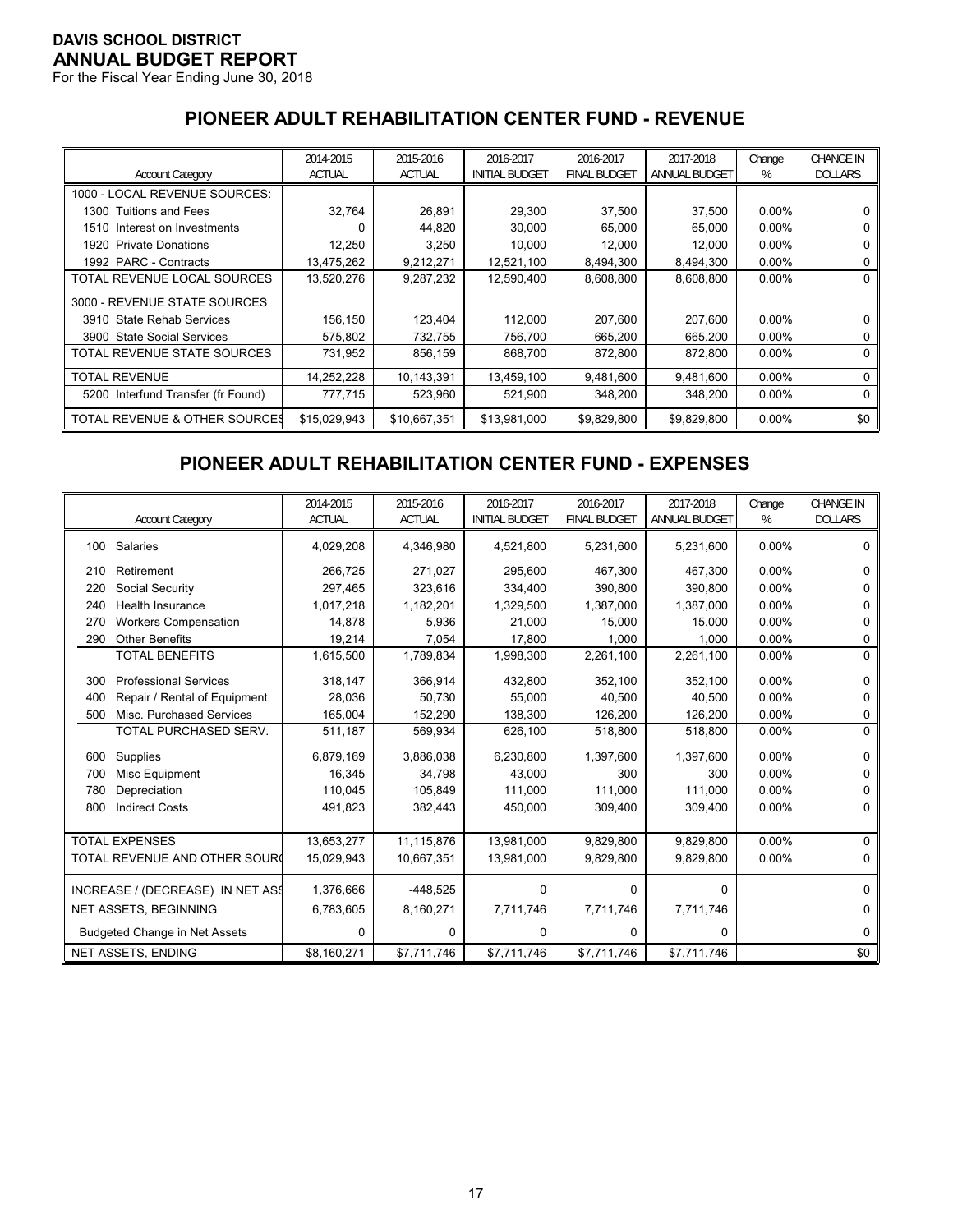**DAVIS SCHOOL DISTRICT**
**ANNUAL BUDGET REPORT**
For the Fiscal Year Ending June 30, 2018

## PIONEER ADULT REHABILITATION CENTER FUND - REVENUE

| Account Category | 2014-2015 ACTUAL | 2015-2016 ACTUAL | 2016-2017 INITIAL BUDGET | 2016-2017 FINAL BUDGET | 2017-2018 ANNUAL BUDGET | Change % | CHANGE IN DOLLARS |
|---|---|---|---|---|---|---|---|
| 1000 - LOCAL REVENUE SOURCES: | | | | | | | |
| 1300 Tuitions and Fees | 32,764 | 26,891 | 29,300 | 37,500 | 37,500 | 0.00% | 0 |
| 1510 Interest on Investments | 0 | 44,820 | 30,000 | 65,000 | 65,000 | 0.00% | 0 |
| 1920 Private Donations | 12,250 | 3,250 | 10,000 | 12,000 | 12,000 | 0.00% | 0 |
| 1992 PARC - Contracts | 13,475,262 | 9,212,271 | 12,521,100 | 8,494,300 | 8,494,300 | 0.00% | 0 |
| TOTAL REVENUE LOCAL SOURCES | 13,520,276 | 9,287,232 | 12,590,400 | 8,608,800 | 8,608,800 | 0.00% | 0 |
| 3000 - REVENUE STATE SOURCES | | | | | | | |
| 3910 State Rehab Services | 156,150 | 123,404 | 112,000 | 207,600 | 207,600 | 0.00% | 0 |
| 3900 State Social Services | 575,802 | 732,755 | 756,700 | 665,200 | 665,200 | 0.00% | 0 |
| TOTAL REVENUE STATE SOURCES | 731,952 | 856,159 | 868,700 | 872,800 | 872,800 | 0.00% | 0 |
| TOTAL REVENUE | 14,252,228 | 10,143,391 | 13,459,100 | 9,481,600 | 9,481,600 | 0.00% | 0 |
| 5200 Interfund Transfer (fr Found) | 777,715 | 523,960 | 521,900 | 348,200 | 348,200 | 0.00% | 0 |
| TOTAL REVENUE & OTHER SOURCES | $15,029,943 | $10,667,351 | $13,981,000 | $9,829,800 | $9,829,800 | 0.00% | $0 |

## PIONEER ADULT REHABILITATION CENTER FUND - EXPENSES

| Account Category | 2014-2015 ACTUAL | 2015-2016 ACTUAL | 2016-2017 INITIAL BUDGET | 2016-2017 FINAL BUDGET | 2017-2018 ANNUAL BUDGET | Change % | CHANGE IN DOLLARS |
|---|---|---|---|---|---|---|---|
| 100 Salaries | 4,029,208 | 4,346,980 | 4,521,800 | 5,231,600 | 5,231,600 | 0.00% | 0 |
| 210 Retirement | 266,725 | 271,027 | 295,600 | 467,300 | 467,300 | 0.00% | 0 |
| 220 Social Security | 297,465 | 323,616 | 334,400 | 390,800 | 390,800 | 0.00% | 0 |
| 240 Health Insurance | 1,017,218 | 1,182,201 | 1,329,500 | 1,387,000 | 1,387,000 | 0.00% | 0 |
| 270 Workers Compensation | 14,878 | 5,936 | 21,000 | 15,000 | 15,000 | 0.00% | 0 |
| 290 Other Benefits | 19,214 | 7,054 | 17,800 | 1,000 | 1,000 | 0.00% | 0 |
| TOTAL BENEFITS | 1,615,500 | 1,789,834 | 1,998,300 | 2,261,100 | 2,261,100 | 0.00% | 0 |
| 300 Professional Services | 318,147 | 366,914 | 432,800 | 352,100 | 352,100 | 0.00% | 0 |
| 400 Repair / Rental of Equipment | 28,036 | 50,730 | 55,000 | 40,500 | 40,500 | 0.00% | 0 |
| 500 Misc. Purchased Services | 165,004 | 152,290 | 138,300 | 126,200 | 126,200 | 0.00% | 0 |
| TOTAL PURCHASED SERV. | 511,187 | 569,934 | 626,100 | 518,800 | 518,800 | 0.00% | 0 |
| 600 Supplies | 6,879,169 | 3,886,038 | 6,230,800 | 1,397,600 | 1,397,600 | 0.00% | 0 |
| 700 Misc Equipment | 16,345 | 34,798 | 43,000 | 300 | 300 | 0.00% | 0 |
| 780 Depreciation | 110,045 | 105,849 | 111,000 | 111,000 | 111,000 | 0.00% | 0 |
| 800 Indirect Costs | 491,823 | 382,443 | 450,000 | 309,400 | 309,400 | 0.00% | 0 |
| TOTAL EXPENSES | 13,653,277 | 11,115,876 | 13,981,000 | 9,829,800 | 9,829,800 | 0.00% | 0 |
| TOTAL REVENUE AND OTHER SOURC | 15,029,943 | 10,667,351 | 13,981,000 | 9,829,800 | 9,829,800 | 0.00% | 0 |
| INCREASE / (DECREASE) IN NET ASS | 1,376,666 | -448,525 | 0 | 0 | 0 | | 0 |
| NET ASSETS, BEGINNING | 6,783,605 | 8,160,271 | 7,711,746 | 7,711,746 | 7,711,746 | | 0 |
| Budgeted Change in Net Assets | 0 | 0 | 0 | 0 | 0 | | 0 |
| NET ASSETS, ENDING | $8,160,271 | $7,711,746 | $7,711,746 | $7,711,746 | $7,711,746 | | $0 |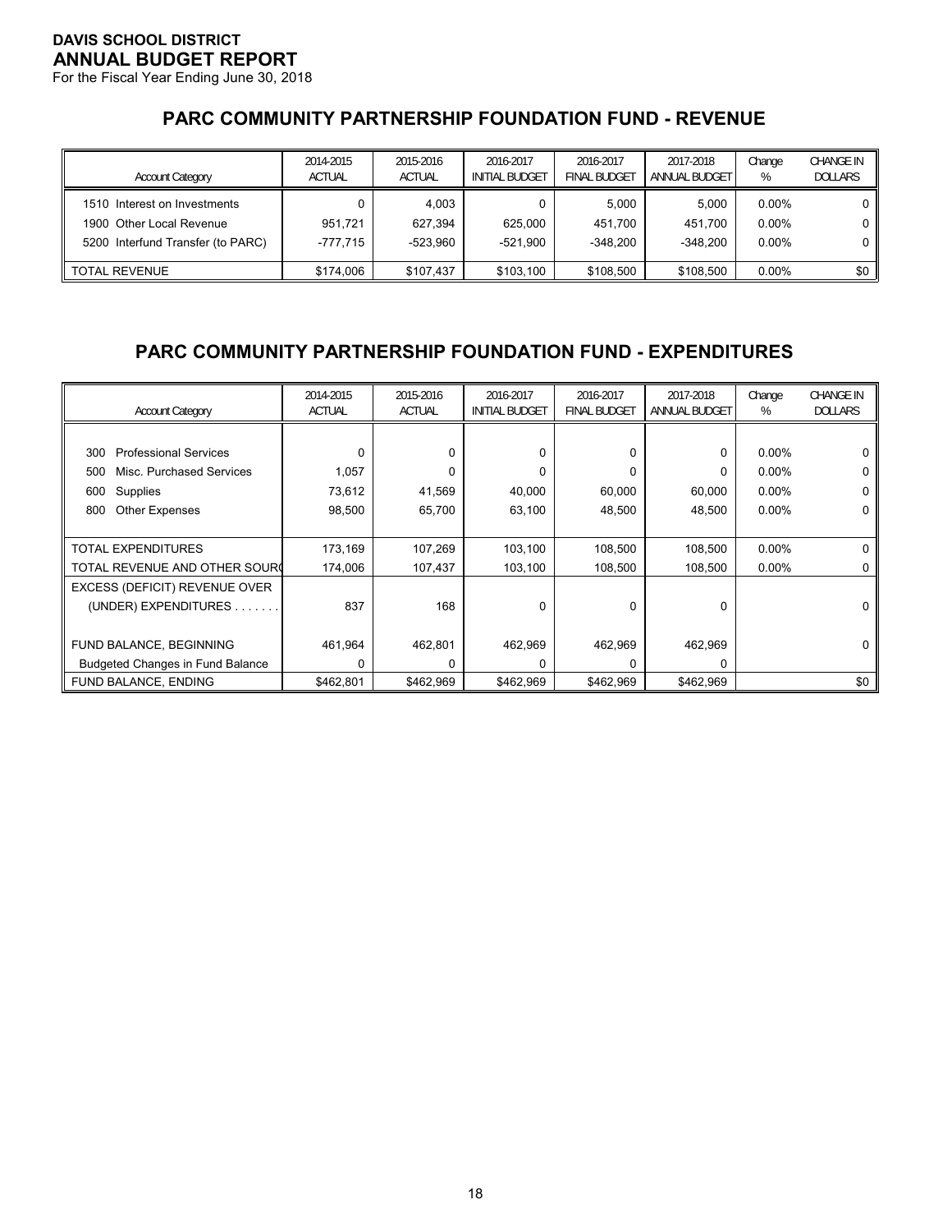**DAVIS SCHOOL DISTRICT**
**ANNUAL BUDGET REPORT**
For the Fiscal Year Ending June 30, 2018

## PARC COMMUNITY PARTNERSHIP FOUNDATION FUND - REVENUE

| Account Category | 2014-2015 ACTUAL | 2015-2016 ACTUAL | 2016-2017 INITIAL BUDGET | 2016-2017 FINAL BUDGET | 2017-2018 ANNUAL BUDGET | Change % | CHANGE IN DOLLARS |
|---|---|---|---|---|---|---|---|
| 1510 Interest on Investments | 0 | 4,003 | 0 | 5,000 | 5,000 | 0.00% | 0 |
| 1900 Other Local Revenue | 951,721 | 627,394 | 625,000 | 451,700 | 451,700 | 0.00% | 0 |
| 5200 Interfund Transfer (to PARC) | -777,715 | -523,960 | -521,900 | -348,200 | -348,200 | 0.00% | 0 |
| TOTAL REVENUE | $174,006 | $107,437 | $103,100 | $108,500 | $108,500 | 0.00% | $0 |

## PARC COMMUNITY PARTNERSHIP FOUNDATION FUND - EXPENDITURES

| Account Category | 2014-2015 ACTUAL | 2015-2016 ACTUAL | 2016-2017 INITIAL BUDGET | 2016-2017 FINAL BUDGET | 2017-2018 ANNUAL BUDGET | Change % | CHANGE IN DOLLARS |
|---|---|---|---|---|---|---|---|
| 300 Professional Services | 0 | 0 | 0 | 0 | 0 | 0.00% | 0 |
| 500 Misc. Purchased Services | 1,057 | 0 | 0 | 0 | 0 | 0.00% | 0 |
| 600 Supplies | 73,612 | 41,569 | 40,000 | 60,000 | 60,000 | 0.00% | 0 |
| 800 Other Expenses | 98,500 | 65,700 | 63,100 | 48,500 | 48,500 | 0.00% | 0 |
| TOTAL EXPENDITURES | 173,169 | 107,269 | 103,100 | 108,500 | 108,500 | 0.00% | 0 |
| TOTAL REVENUE AND OTHER SOURC | 174,006 | 107,437 | 103,100 | 108,500 | 108,500 | 0.00% | 0 |
| EXCESS (DEFICIT) REVENUE OVER (UNDER) EXPENDITURES . . . . . . . | 837 | 168 | 0 | 0 | 0 | | 0 |
| FUND BALANCE, BEGINNING | 461,964 | 462,801 | 462,969 | 462,969 | 462,969 | | 0 |
| Budgeted Changes in Fund Balance | 0 | 0 | 0 | 0 | 0 | | |
| FUND BALANCE, ENDING | $462,801 | $462,969 | $462,969 | $462,969 | $462,969 | | $0 |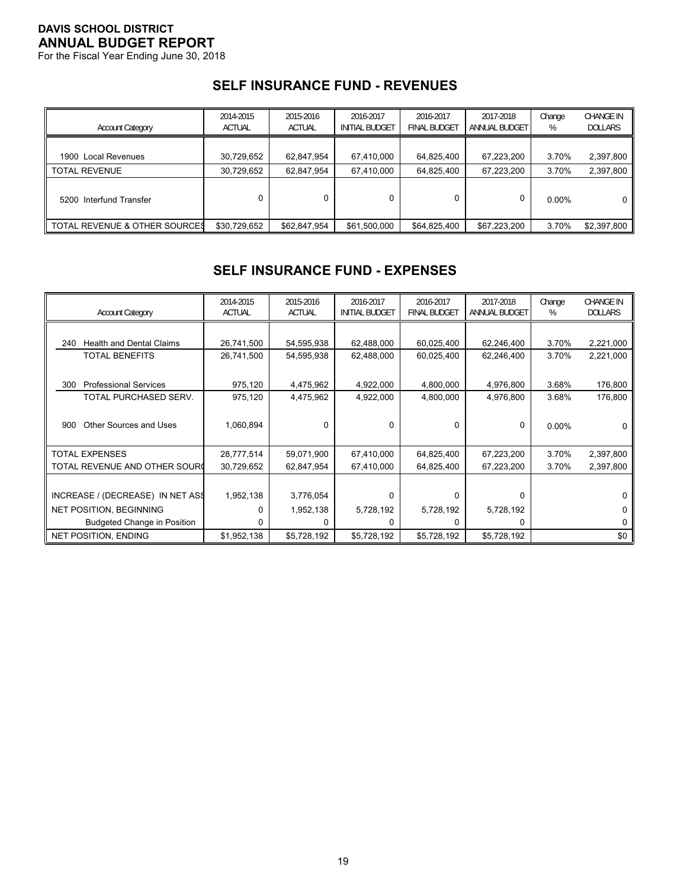**DAVIS SCHOOL DISTRICT**
**ANNUAL BUDGET REPORT**
For the Fiscal Year Ending June 30, 2018

## SELF INSURANCE FUND - REVENUES

| Account Category | 2014-2015 ACTUAL | 2015-2016 ACTUAL | 2016-2017 INITIAL BUDGET | 2016-2017 FINAL BUDGET | 2017-2018 ANNUAL BUDGET | Change % | CHANGE IN DOLLARS |
|---|---|---|---|---|---|---|---|
| 1900 Local Revenues | 30,729,652 | 62,847,954 | 67,410,000 | 64,825,400 | 67,223,200 | 3.70% | 2,397,800 |
| TOTAL REVENUE | 30,729,652 | 62,847,954 | 67,410,000 | 64,825,400 | 67,223,200 | 3.70% | 2,397,800 |
| 5200 Interfund Transfer | 0 | 0 | 0 | 0 | 0 | 0.00% | 0 |
| TOTAL REVENUE & OTHER SOURCES | $30,729,652 | $62,847,954 | $61,500,000 | $64,825,400 | $67,223,200 | 3.70% | $2,397,800 |

## SELF INSURANCE FUND - EXPENSES

| Account Category | 2014-2015 ACTUAL | 2015-2016 ACTUAL | 2016-2017 INITIAL BUDGET | 2016-2017 FINAL BUDGET | 2017-2018 ANNUAL BUDGET | Change % | CHANGE IN DOLLARS |
|---|---|---|---|---|---|---|---|
| 240 Health and Dental Claims | 26,741,500 | 54,595,938 | 62,488,000 | 60,025,400 | 62,246,400 | 3.70% | 2,221,000 |
| TOTAL BENEFITS | 26,741,500 | 54,595,938 | 62,488,000 | 60,025,400 | 62,246,400 | 3.70% | 2,221,000 |
| 300 Professional Services | 975,120 | 4,475,962 | 4,922,000 | 4,800,000 | 4,976,800 | 3.68% | 176,800 |
| TOTAL PURCHASED SERV. | 975,120 | 4,475,962 | 4,922,000 | 4,800,000 | 4,976,800 | 3.68% | 176,800 |
| 900 Other Sources and Uses | 1,060,894 | 0 | 0 | 0 | 0 | 0.00% | 0 |
| TOTAL EXPENSES | 28,777,514 | 59,071,900 | 67,410,000 | 64,825,400 | 67,223,200 | 3.70% | 2,397,800 |
| TOTAL REVENUE AND OTHER SOURCES | 30,729,652 | 62,847,954 | 67,410,000 | 64,825,400 | 67,223,200 | 3.70% | 2,397,800 |
| INCREASE / (DECREASE) IN NET ASSETS | 1,952,138 | 3,776,054 | 0 | 0 | 0 | | 0 |
| NET POSITION, BEGINNING | 0 | 1,952,138 | 5,728,192 | 5,728,192 | 5,728,192 | | 0 |
| Budgeted Change in Position | 0 | 0 | 0 | 0 | 0 | | 0 |
| NET POSITION, ENDING | $1,952,138 | $5,728,192 | $5,728,192 | $5,728,192 | $5,728,192 | | $0 |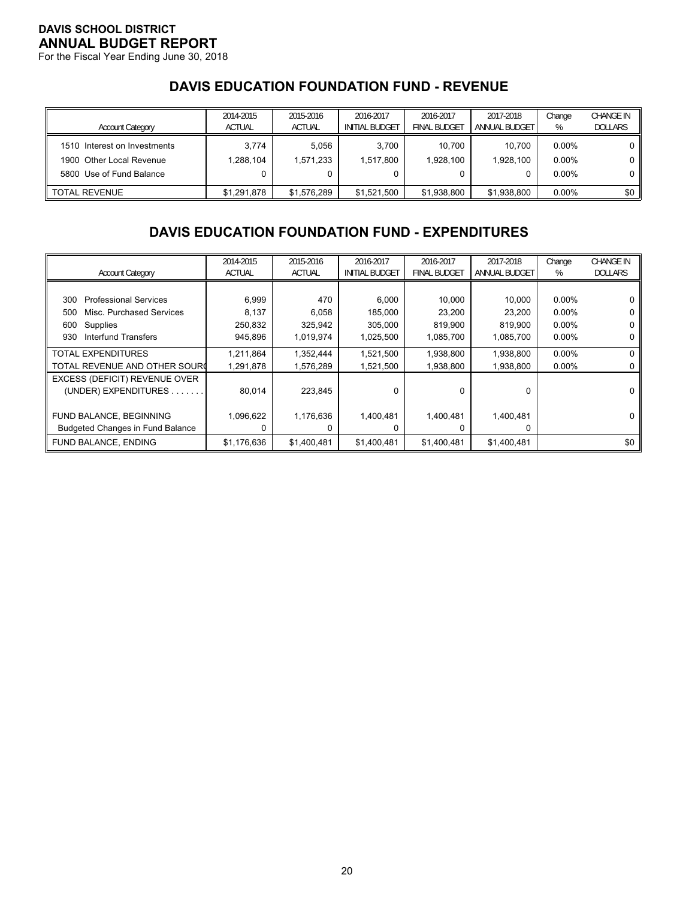**DAVIS SCHOOL DISTRICT**
**ANNUAL BUDGET REPORT**
For the Fiscal Year Ending June 30, 2018

## DAVIS EDUCATION FOUNDATION FUND - REVENUE

| Account Category | 2014-2015 ACTUAL | 2015-2016 ACTUAL | 2016-2017 INITIAL BUDGET | 2016-2017 FINAL BUDGET | 2017-2018 ANNUAL BUDGET | Change % | CHANGE IN DOLLARS |
|---|---|---|---|---|---|---|---|
| 1510 Interest on Investments | 3,774 | 5,056 | 3,700 | 10,700 | 10,700 | 0.00% | 0 |
| 1900 Other Local Revenue | 1,288,104 | 1,571,233 | 1,517,800 | 1,928,100 | 1,928,100 | 0.00% | 0 |
| 5800 Use of Fund Balance | 0 | 0 | 0 | 0 | 0 | 0.00% | 0 |
| TOTAL REVENUE | $1,291,878 | $1,576,289 | $1,521,500 | $1,938,800 | $1,938,800 | 0.00% | $0 |

## DAVIS EDUCATION FOUNDATION FUND - EXPENDITURES

| Account Category | 2014-2015 ACTUAL | 2015-2016 ACTUAL | 2016-2017 INITIAL BUDGET | 2016-2017 FINAL BUDGET | 2017-2018 ANNUAL BUDGET | Change % | CHANGE IN DOLLARS |
|---|---|---|---|---|---|---|---|
| 300 Professional Services | 6,999 | 470 | 6,000 | 10,000 | 10,000 | 0.00% | 0 |
| 500 Misc. Purchased Services | 8,137 | 6,058 | 185,000 | 23,200 | 23,200 | 0.00% | 0 |
| 600 Supplies | 250,832 | 325,942 | 305,000 | 819,900 | 819,900 | 0.00% | 0 |
| 930 Interfund Transfers | 945,896 | 1,019,974 | 1,025,500 | 1,085,700 | 1,085,700 | 0.00% | 0 |
| TOTAL EXPENDITURES | 1,211,864 | 1,352,444 | 1,521,500 | 1,938,800 | 1,938,800 | 0.00% | 0 |
| TOTAL REVENUE AND OTHER SOURC | 1,291,878 | 1,576,289 | 1,521,500 | 1,938,800 | 1,938,800 | 0.00% | 0 |
| EXCESS (DEFICIT) REVENUE OVER (UNDER) EXPENDITURES . . . . . . . | 80,014 | 223,845 | 0 | 0 | 0 | | 0 |
| FUND BALANCE, BEGINNING | 1,096,622 | 1,176,636 | 1,400,481 | 1,400,481 | 1,400,481 | | 0 |
| Budgeted Changes in Fund Balance | 0 | 0 | 0 | 0 | 0 | | |
| FUND BALANCE, ENDING | $1,176,636 | $1,400,481 | $1,400,481 | $1,400,481 | $1,400,481 | | $0 |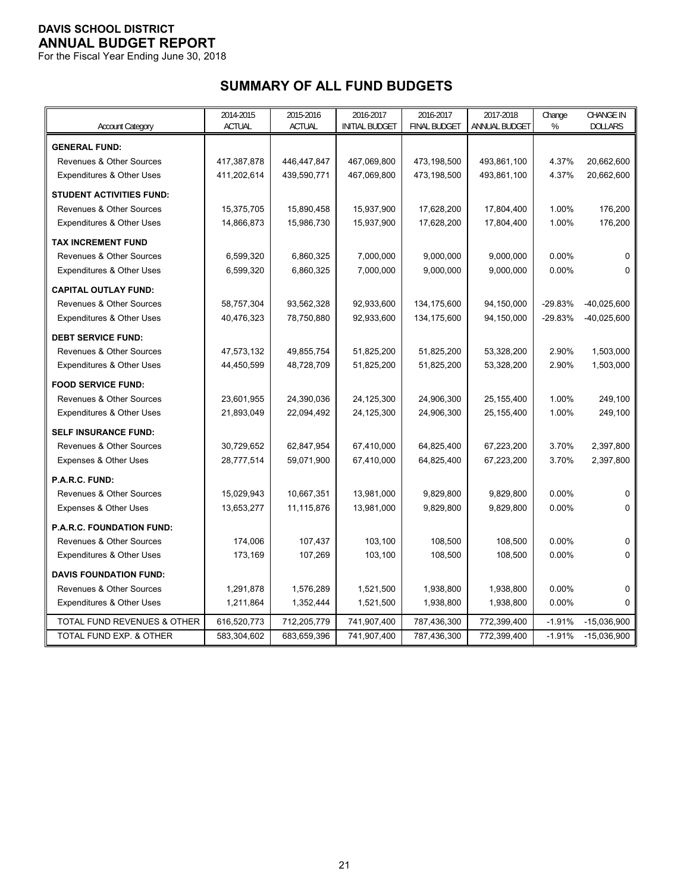**DAVIS SCHOOL DISTRICT**
**ANNUAL BUDGET REPORT**
For the Fiscal Year Ending June 30, 2018

## SUMMARY OF ALL FUND BUDGETS

| Account Category | 2014-2015 ACTUAL | 2015-2016 ACTUAL | 2016-2017 INITIAL BUDGET | 2016-2017 FINAL BUDGET | 2017-2018 ANNUAL BUDGET | Change % | CHANGE IN DOLLARS |
|---|---|---|---|---|---|---|---|
| **GENERAL FUND:** | | | | | | | |
| Revenues & Other Sources | 417,387,878 | 446,447,847 | 467,069,800 | 473,198,500 | 493,861,100 | 4.37% | 20,662,600 |
| Expenditures & Other Uses | 411,202,614 | 439,590,771 | 467,069,800 | 473,198,500 | 493,861,100 | 4.37% | 20,662,600 |
| **STUDENT ACTIVITIES FUND:** | | | | | | | |
| Revenues & Other Sources | 15,375,705 | 15,890,458 | 15,937,900 | 17,628,200 | 17,804,400 | 1.00% | 176,200 |
| Expenditures & Other Uses | 14,866,873 | 15,986,730 | 15,937,900 | 17,628,200 | 17,804,400 | 1.00% | 176,200 |
| **TAX INCREMENT FUND** | | | | | | | |
| Revenues & Other Sources | 6,599,320 | 6,860,325 | 7,000,000 | 9,000,000 | 9,000,000 | 0.00% | 0 |
| Expenditures & Other Uses | 6,599,320 | 6,860,325 | 7,000,000 | 9,000,000 | 9,000,000 | 0.00% | 0 |
| **CAPITAL OUTLAY FUND:** | | | | | | | |
| Revenues & Other Sources | 58,757,304 | 93,562,328 | 92,933,600 | 134,175,600 | 94,150,000 | -29.83% | -40,025,600 |
| Expenditures & Other Uses | 40,476,323 | 78,750,880 | 92,933,600 | 134,175,600 | 94,150,000 | -29.83% | -40,025,600 |
| **DEBT SERVICE FUND:** | | | | | | | |
| Revenues & Other Sources | 47,573,132 | 49,855,754 | 51,825,200 | 51,825,200 | 53,328,200 | 2.90% | 1,503,000 |
| Expenditures & Other Uses | 44,450,599 | 48,728,709 | 51,825,200 | 51,825,200 | 53,328,200 | 2.90% | 1,503,000 |
| **FOOD SERVICE FUND:** | | | | | | | |
| Revenues & Other Sources | 23,601,955 | 24,390,036 | 24,125,300 | 24,906,300 | 25,155,400 | 1.00% | 249,100 |
| Expenditures & Other Uses | 21,893,049 | 22,094,492 | 24,125,300 | 24,906,300 | 25,155,400 | 1.00% | 249,100 |
| **SELF INSURANCE FUND:** | | | | | | | |
| Revenues & Other Sources | 30,729,652 | 62,847,954 | 67,410,000 | 64,825,400 | 67,223,200 | 3.70% | 2,397,800 |
| Expenses & Other Uses | 28,777,514 | 59,071,900 | 67,410,000 | 64,825,400 | 67,223,200 | 3.70% | 2,397,800 |
| **P.A.R.C. FUND:** | | | | | | | |
| Revenues & Other Sources | 15,029,943 | 10,667,351 | 13,981,000 | 9,829,800 | 9,829,800 | 0.00% | 0 |
| Expenses & Other Uses | 13,653,277 | 11,115,876 | 13,981,000 | 9,829,800 | 9,829,800 | 0.00% | 0 |
| **P.A.R.C. FOUNDATION FUND:** | | | | | | | |
| Revenues & Other Sources | 174,006 | 107,437 | 103,100 | 108,500 | 108,500 | 0.00% | 0 |
| Expenditures & Other Uses | 173,169 | 107,269 | 103,100 | 108,500 | 108,500 | 0.00% | 0 |
| **DAVIS FOUNDATION FUND:** | | | | | | | |
| Revenues & Other Sources | 1,291,878 | 1,576,289 | 1,521,500 | 1,938,800 | 1,938,800 | 0.00% | 0 |
| Expenditures & Other Uses | 1,211,864 | 1,352,444 | 1,521,500 | 1,938,800 | 1,938,800 | 0.00% | 0 |
| TOTAL FUND REVENUES & OTHER | 616,520,773 | 712,205,779 | 741,907,400 | 787,436,300 | 772,399,400 | -1.91% | -15,036,900 |
| TOTAL FUND EXP. & OTHER | 583,304,602 | 683,659,396 | 741,907,400 | 787,436,300 | 772,399,400 | -1.91% | -15,036,900 |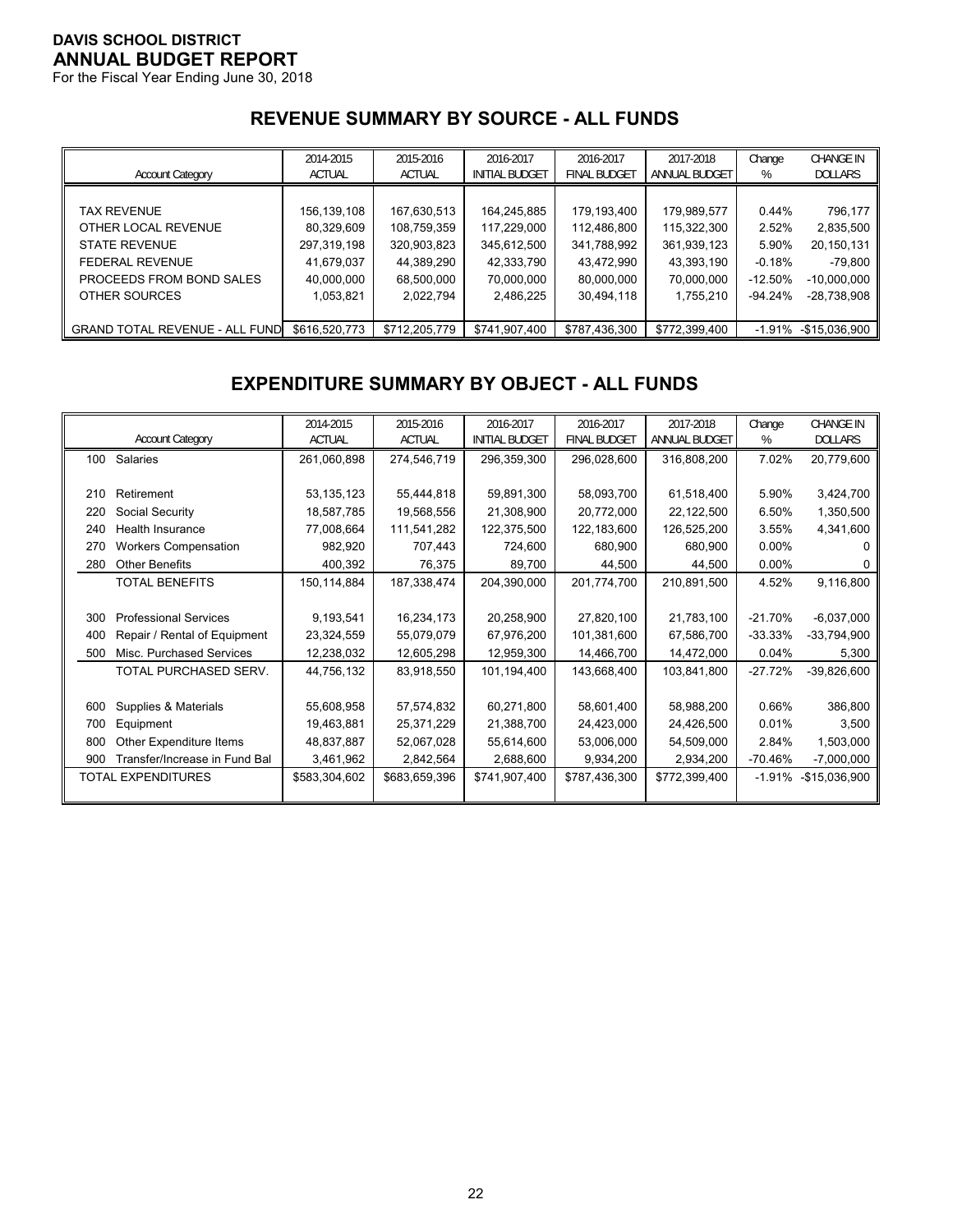**DAVIS SCHOOL DISTRICT**
**ANNUAL BUDGET REPORT**
For the Fiscal Year Ending June 30, 2018

## REVENUE SUMMARY BY SOURCE - ALL FUNDS

| Account Category | 2014-2015 ACTUAL | 2015-2016 ACTUAL | 2016-2017 INITIAL BUDGET | 2016-2017 FINAL BUDGET | 2017-2018 ANNUAL BUDGET | Change % | CHANGE IN DOLLARS |
|---|---|---|---|---|---|---|---|
| TAX REVENUE | 156,139,108 | 167,630,513 | 164,245,885 | 179,193,400 | 179,989,577 | 0.44% | 796,177 |
| OTHER LOCAL REVENUE | 80,329,609 | 108,759,359 | 117,229,000 | 112,486,800 | 115,322,300 | 2.52% | 2,835,500 |
| STATE REVENUE | 297,319,198 | 320,903,823 | 345,612,500 | 341,788,992 | 361,939,123 | 5.90% | 20,150,131 |
| FEDERAL REVENUE | 41,679,037 | 44,389,290 | 42,333,790 | 43,472,990 | 43,393,190 | -0.18% | -79,800 |
| PROCEEDS FROM BOND SALES | 40,000,000 | 68,500,000 | 70,000,000 | 80,000,000 | 70,000,000 | -12.50% | -10,000,000 |
| OTHER SOURCES | 1,053,821 | 2,022,794 | 2,486,225 | 30,494,118 | 1,755,210 | -94.24% | -28,738,908 |
| GRAND TOTAL REVENUE - ALL FUND | $616,520,773 | $712,205,779 | $741,907,400 | $787,436,300 | $772,399,400 | -1.91% | -$15,036,900 |

## EXPENDITURE SUMMARY BY OBJECT - ALL FUNDS

| | Account Category | 2014-2015 ACTUAL | 2015-2016 ACTUAL | 2016-2017 INITIAL BUDGET | 2016-2017 FINAL BUDGET | 2017-2018 ANNUAL BUDGET | Change % | CHANGE IN DOLLARS |
|---|---|---|---|---|---|---|---|---|
| 100 | Salaries | 261,060,898 | 274,546,719 | 296,359,300 | 296,028,600 | 316,808,200 | 7.02% | 20,779,600 |
| 210 | Retirement | 53,135,123 | 55,444,818 | 59,891,300 | 58,093,700 | 61,518,400 | 5.90% | 3,424,700 |
| 220 | Social Security | 18,587,785 | 19,568,556 | 21,308,900 | 20,772,000 | 22,122,500 | 6.50% | 1,350,500 |
| 240 | Health Insurance | 77,008,664 | 111,541,282 | 122,375,500 | 122,183,600 | 126,525,200 | 3.55% | 4,341,600 |
| 270 | Workers Compensation | 982,920 | 707,443 | 724,600 | 680,900 | 680,900 | 0.00% | 0 |
| 280 | Other Benefits | 400,392 | 76,375 | 89,700 | 44,500 | 44,500 | 0.00% | 0 |
| | TOTAL BENEFITS | 150,114,884 | 187,338,474 | 204,390,000 | 201,774,700 | 210,891,500 | 4.52% | 9,116,800 |
| 300 | Professional Services | 9,193,541 | 16,234,173 | 20,258,900 | 27,820,100 | 21,783,100 | -21.70% | -6,037,000 |
| 400 | Repair / Rental of Equipment | 23,324,559 | 55,079,079 | 67,976,200 | 101,381,600 | 67,586,700 | -33.33% | -33,794,900 |
| 500 | Misc. Purchased Services | 12,238,032 | 12,605,298 | 12,959,300 | 14,466,700 | 14,472,000 | 0.04% | 5,300 |
| | TOTAL PURCHASED SERV. | 44,756,132 | 83,918,550 | 101,194,400 | 143,668,400 | 103,841,800 | -27.72% | -39,826,600 |
| 600 | Supplies & Materials | 55,608,958 | 57,574,832 | 60,271,800 | 58,601,400 | 58,988,200 | 0.66% | 386,800 |
| 700 | Equipment | 19,463,881 | 25,371,229 | 21,388,700 | 24,423,000 | 24,426,500 | 0.01% | 3,500 |
| 800 | Other Expenditure Items | 48,837,887 | 52,067,028 | 55,614,600 | 53,006,000 | 54,509,000 | 2.84% | 1,503,000 |
| 900 | Transfer/Increase in Fund Bal | 3,461,962 | 2,842,564 | 2,688,600 | 9,934,200 | 2,934,200 | -70.46% | -7,000,000 |
| | TOTAL EXPENDITURES | $583,304,602 | $683,659,396 | $741,907,400 | $787,436,300 | $772,399,400 | -1.91% | -$15,036,900 |